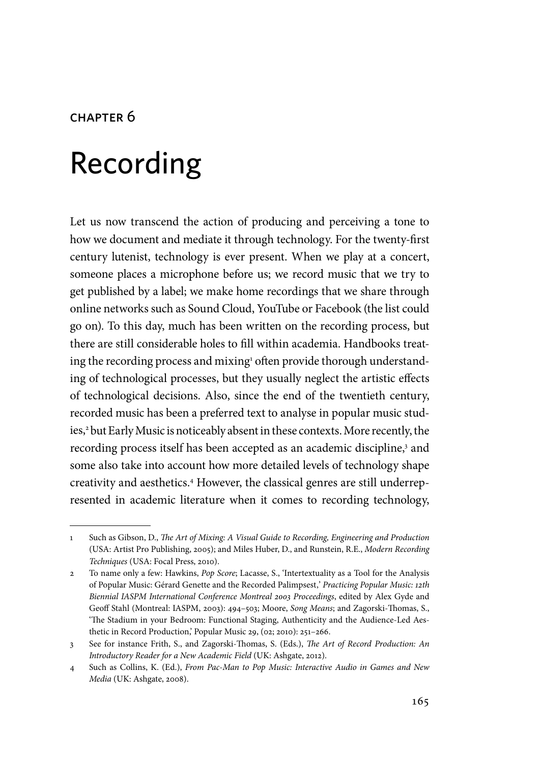CHAPTER 6

# Recording

Let us now transcend the action of producing and perceiving a tone to how we document and mediate it through technology. For the twenty-first century lutenist, technology is ever present. When we play at a concert, someone places a microphone before us; we record music that we try to get published by a label; we make home recordings that we share through online networks such as Sound Cloud, YouTube or Facebook (the list could go on). To this day, much has been written on the recording process, but there are still considerable holes to fill within academia. Handbooks treating the recording process and mixing[1] often provide thorough understanding of technological processes, but they usually neglect the artistic effects of technological decisions. Also, since the end of the twentieth century, recorded music has been a preferred text to analyse in popular music studies,[2] but Early Music is noticeably absent in these contexts. More recently, the recording process itself has been accepted as an academic discipline,[3] and some also take into account how more detailed levels of technology shape creativity and aesthetics.[4] However, the classical genres are still underrepresented in academic literature when it comes to recording technology,

---

1 Such as Gibson, D., *The Art of Mixing: A Visual Guide to Recording, Engineering and Production* (USA: Artist Pro Publishing, 2005); and Miles Huber, D., and Runstein, R.E., *Modern Recording Techniques* (USA: Focal Press, 2010).

2 To name only a few: Hawkins, *Pop Score*; Lacasse, S., 'Intertextuality as a Tool for the Analysis of Popular Music: Gérard Genette and the Recorded Palimpsest,' *Practicing Popular Music: 12th Biennial IASPM International Conference Montreal 2003 Proceedings*, edited by Alex Gyde and Geoff Stahl (Montreal: IASPM, 2003): 494–503; Moore, *Song Means*; and Zagorski-Thomas, S., 'The Stadium in your Bedroom: Functional Staging, Authenticity and the Audience-Led Aesthetic in Record Production,' Popular Music 29, (02; 2010): 251–266.

3 See for instance Frith, S., and Zagorski-Thomas, S. (Eds.), *The Art of Record Production: An Introductory Reader for a New Academic Field* (UK: Ashgate, 2012).

4 Such as Collins, K. (Ed.), *From Pac-Man to Pop Music: Interactive Audio in Games and New Media* (UK: Ashgate, 2008).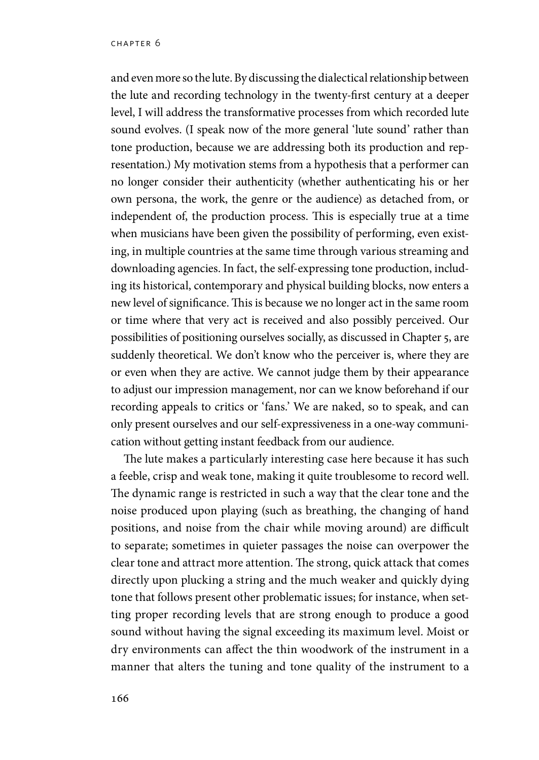and even more so the lute. By discussing the dialectical relationship between the lute and recording technology in the twenty-first century at a deeper level, I will address the transformative processes from which recorded lute sound evolves. (I speak now of the more general 'lute sound' rather than tone production, because we are addressing both its production and representation.) My motivation stems from a hypothesis that a performer can no longer consider their authenticity (whether authenticating his or her own persona, the work, the genre or the audience) as detached from, or independent of, the production process. This is especially true at a time when musicians have been given the possibility of performing, even existing, in multiple countries at the same time through various streaming and downloading agencies. In fact, the self-expressing tone production, including its historical, contemporary and physical building blocks, now enters a new level of significance. This is because we no longer act in the same room or time where that very act is received and also possibly perceived. Our possibilities of positioning ourselves socially, as discussed in Chapter 5, are suddenly theoretical. We don't know who the perceiver is, where they are or even when they are active. We cannot judge them by their appearance to adjust our impression management, nor can we know beforehand if our recording appeals to critics or 'fans.' We are naked, so to speak, and can only present ourselves and our self-expressiveness in a one-way communication without getting instant feedback from our audience.

The lute makes a particularly interesting case here because it has such a feeble, crisp and weak tone, making it quite troublesome to record well. The dynamic range is restricted in such a way that the clear tone and the noise produced upon playing (such as breathing, the changing of hand positions, and noise from the chair while moving around) are difficult to separate; sometimes in quieter passages the noise can overpower the clear tone and attract more attention. The strong, quick attack that comes directly upon plucking a string and the much weaker and quickly dying tone that follows present other problematic issues; for instance, when setting proper recording levels that are strong enough to produce a good sound without having the signal exceeding its maximum level. Moist or dry environments can affect the thin woodwork of the instrument in a manner that alters the tuning and tone quality of the instrument to a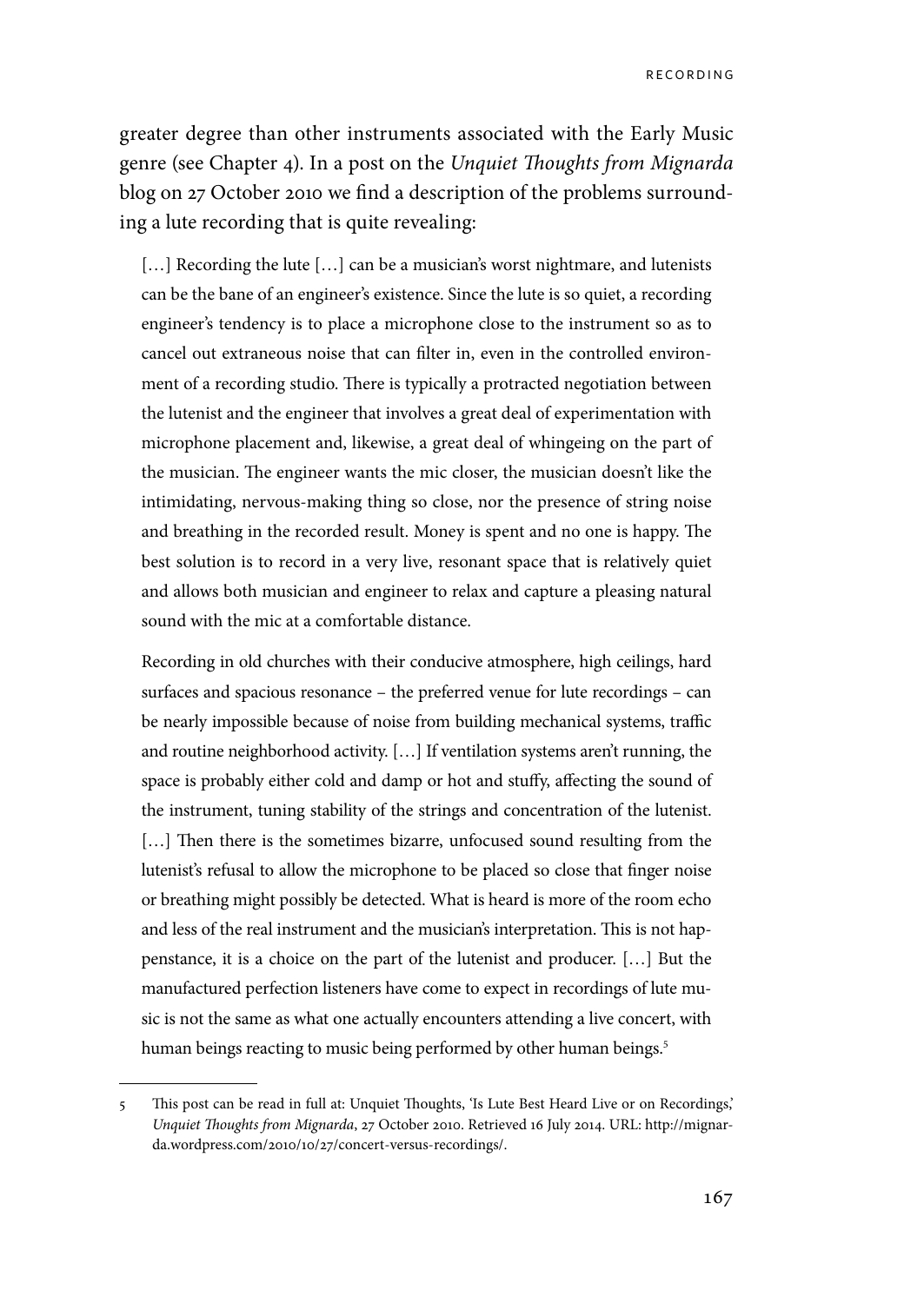greater degree than other instruments associated with the Early Music genre (see Chapter 4). In a post on the *Unquiet Thoughts from Mignarda* blog on 27 October 2010 we find a description of the problems surrounding a lute recording that is quite revealing:

> […] Recording the lute […] can be a musician's worst nightmare, and lutenists can be the bane of an engineer's existence. Since the lute is so quiet, a recording engineer's tendency is to place a microphone close to the instrument so as to cancel out extraneous noise that can filter in, even in the controlled environment of a recording studio. There is typically a protracted negotiation between the lutenist and the engineer that involves a great deal of experimentation with microphone placement and, likewise, a great deal of whingeing on the part of the musician. The engineer wants the mic closer, the musician doesn't like the intimidating, nervous-making thing so close, nor the presence of string noise and breathing in the recorded result. Money is spent and no one is happy. The best solution is to record in a very live, resonant space that is relatively quiet and allows both musician and engineer to relax and capture a pleasing natural sound with the mic at a comfortable distance.
>
> Recording in old churches with their conducive atmosphere, high ceilings, hard surfaces and spacious resonance – the preferred venue for lute recordings – can be nearly impossible because of noise from building mechanical systems, traffic and routine neighborhood activity. […] If ventilation systems aren't running, the space is probably either cold and damp or hot and stuffy, affecting the sound of the instrument, tuning stability of the strings and concentration of the lutenist. […] Then there is the sometimes bizarre, unfocused sound resulting from the lutenist's refusal to allow the microphone to be placed so close that finger noise or breathing might possibly be detected. What is heard is more of the room echo and less of the real instrument and the musician's interpretation. This is not happenstance, it is a choice on the part of the lutenist and producer. […] But the manufactured perfection listeners have come to expect in recordings of lute music is not the same as what one actually encounters attending a live concert, with human beings reacting to music being performed by other human beings.[5]

---

5 This post can be read in full at: Unquiet Thoughts, 'Is Lute Best Heard Live or on Recordings,' *Unquiet Thoughts from Mignarda*, 27 October 2010. Retrieved 16 July 2014. URL: http://mignarda.wordpress.com/2010/10/27/concert-versus-recordings/.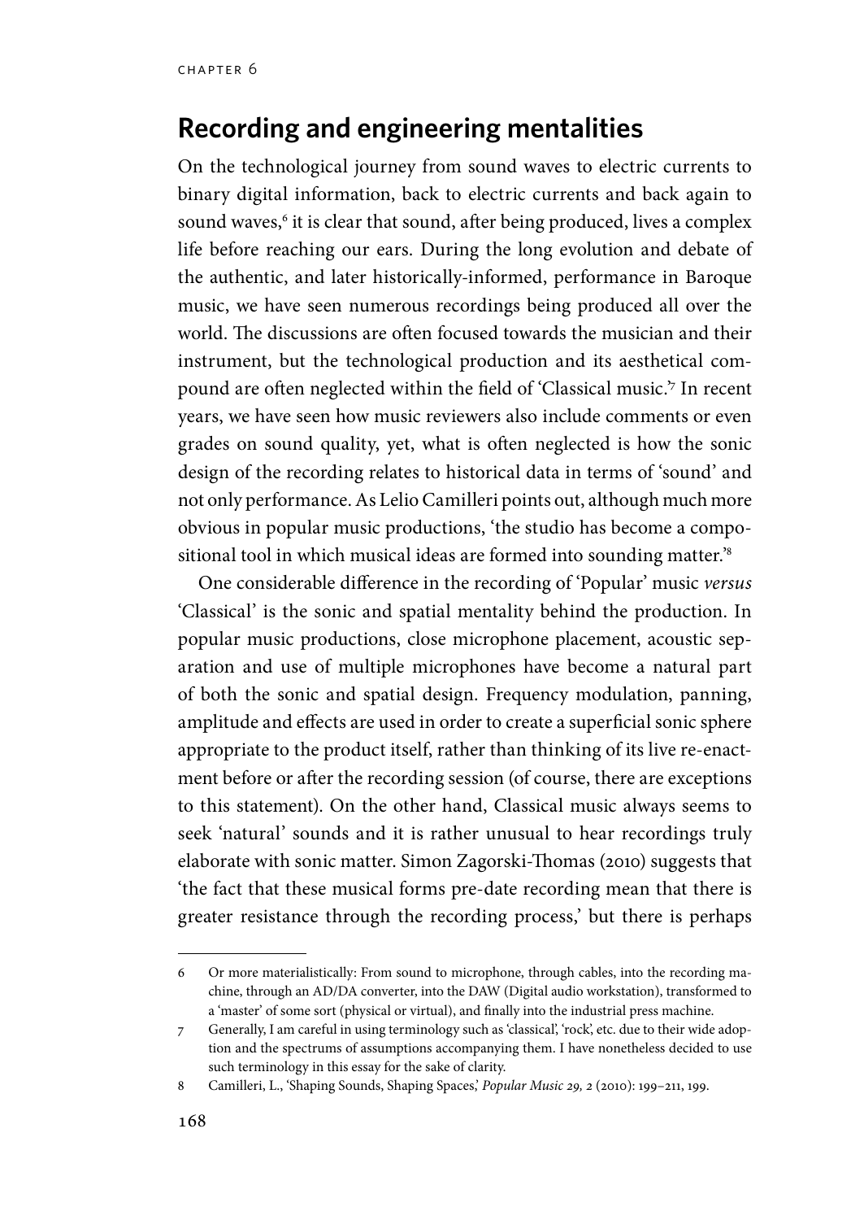## Recording and engineering mentalities

On the technological journey from sound waves to electric currents to binary digital information, back to electric currents and back again to sound waves,[6] it is clear that sound, after being produced, lives a complex life before reaching our ears. During the long evolution and debate of the authentic, and later historically-informed, performance in Baroque music, we have seen numerous recordings being produced all over the world. The discussions are often focused towards the musician and their instrument, but the technological production and its aesthetical compound are often neglected within the field of 'Classical music.'[7] In recent years, we have seen how music reviewers also include comments or even grades on sound quality, yet, what is often neglected is how the sonic design of the recording relates to historical data in terms of 'sound' and not only performance. As Lelio Camilleri points out, although much more obvious in popular music productions, 'the studio has become a compositional tool in which musical ideas are formed into sounding matter.'[8]

One considerable difference in the recording of 'Popular' music *versus* 'Classical' is the sonic and spatial mentality behind the production. In popular music productions, close microphone placement, acoustic separation and use of multiple microphones have become a natural part of both the sonic and spatial design. Frequency modulation, panning, amplitude and effects are used in order to create a superficial sonic sphere appropriate to the product itself, rather than thinking of its live re-enactment before or after the recording session (of course, there are exceptions to this statement). On the other hand, Classical music always seems to seek 'natural' sounds and it is rather unusual to hear recordings truly elaborate with sonic matter. Simon Zagorski-Thomas (2010) suggests that 'the fact that these musical forms pre-date recording mean that there is greater resistance through the recording process,' but there is perhaps

---

6 Or more materialistically: From sound to microphone, through cables, into the recording machine, through an AD/DA converter, into the DAW (Digital audio workstation), transformed to a 'master' of some sort (physical or virtual), and finally into the industrial press machine.

7 Generally, I am careful in using terminology such as 'classical', 'rock', etc. due to their wide adoption and the spectrums of assumptions accompanying them. I have nonetheless decided to use such terminology in this essay for the sake of clarity.

8 Camilleri, L., 'Shaping Sounds, Shaping Spaces,' *Popular Music 29, 2* (2010): 199–211, 199.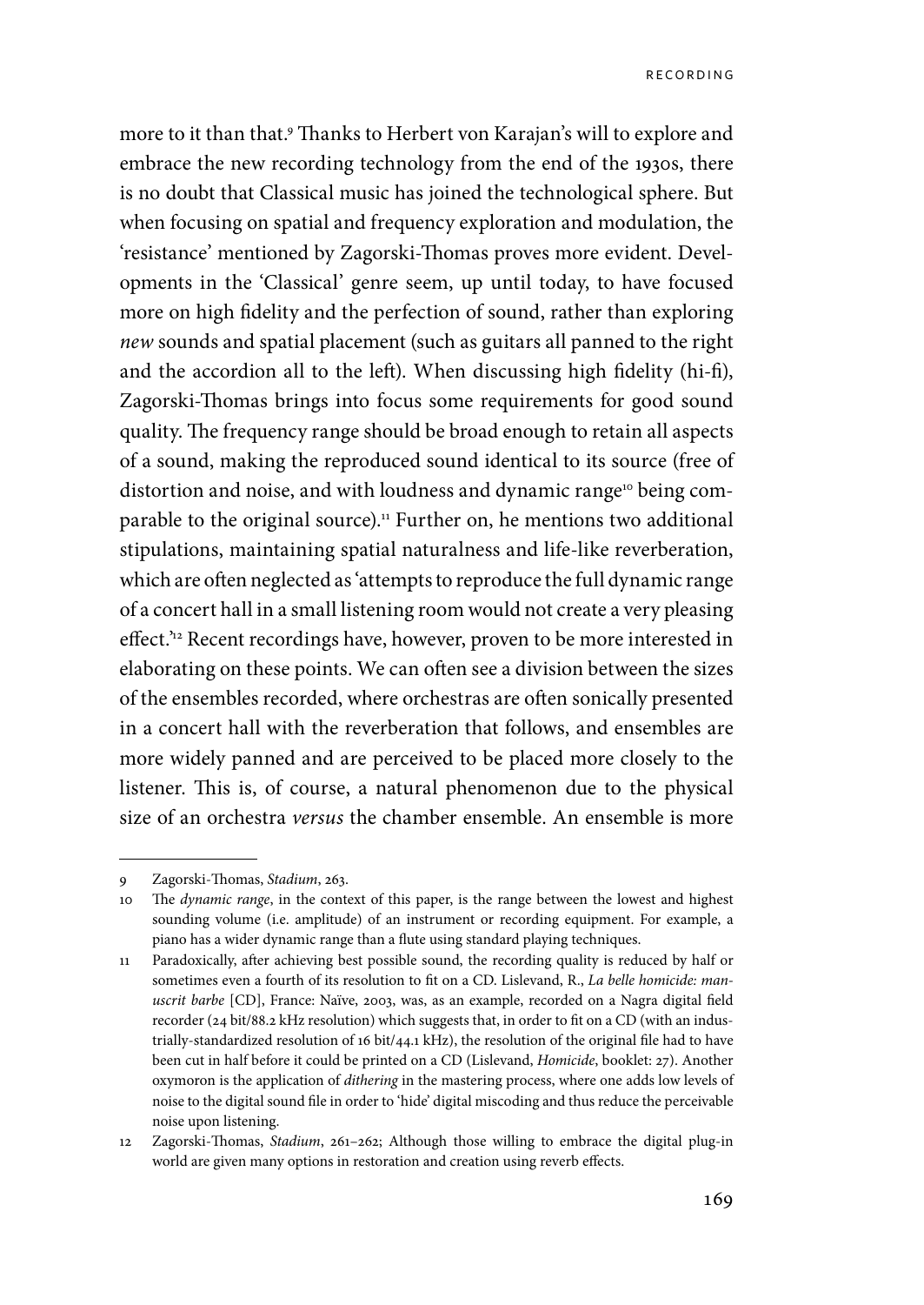more to it than that.[9] Thanks to Herbert von Karajan's will to explore and embrace the new recording technology from the end of the 1930s, there is no doubt that Classical music has joined the technological sphere. But when focusing on spatial and frequency exploration and modulation, the 'resistance' mentioned by Zagorski-Thomas proves more evident. Developments in the 'Classical' genre seem, up until today, to have focused more on high fidelity and the perfection of sound, rather than exploring *new* sounds and spatial placement (such as guitars all panned to the right and the accordion all to the left). When discussing high fidelity (hi-fi), Zagorski-Thomas brings into focus some requirements for good sound quality. The frequency range should be broad enough to retain all aspects of a sound, making the reproduced sound identical to its source (free of distortion and noise, and with loudness and dynamic range[10] being comparable to the original source).[11] Further on, he mentions two additional stipulations, maintaining spatial naturalness and life-like reverberation, which are often neglected as 'attempts to reproduce the full dynamic range of a concert hall in a small listening room would not create a very pleasing effect.'[12] Recent recordings have, however, proven to be more interested in elaborating on these points. We can often see a division between the sizes of the ensembles recorded, where orchestras are often sonically presented in a concert hall with the reverberation that follows, and ensembles are more widely panned and are perceived to be placed more closely to the listener. This is, of course, a natural phenomenon due to the physical size of an orchestra *versus* the chamber ensemble. An ensemble is more

---

9 Zagorski-Thomas, *Stadium*, 263.

10 The *dynamic range*, in the context of this paper, is the range between the lowest and highest sounding volume (i.e. amplitude) of an instrument or recording equipment. For example, a piano has a wider dynamic range than a flute using standard playing techniques.

11 Paradoxically, after achieving best possible sound, the recording quality is reduced by half or sometimes even a fourth of its resolution to fit on a CD. Lislevand, R., *La belle homicide: manuscrit barbe* [CD], France: Naïve, 2003, was, as an example, recorded on a Nagra digital field recorder (24 bit/88.2 kHz resolution) which suggests that, in order to fit on a CD (with an industrially-standardized resolution of 16 bit/44.1 kHz), the resolution of the original file had to have been cut in half before it could be printed on a CD (Lislevand, *Homicide*, booklet: 27). Another oxymoron is the application of *dithering* in the mastering process, where one adds low levels of noise to the digital sound file in order to 'hide' digital miscoding and thus reduce the perceivable noise upon listening.

12 Zagorski-Thomas, *Stadium*, 261–262; Although those willing to embrace the digital plug-in world are given many options in restoration and creation using reverb effects.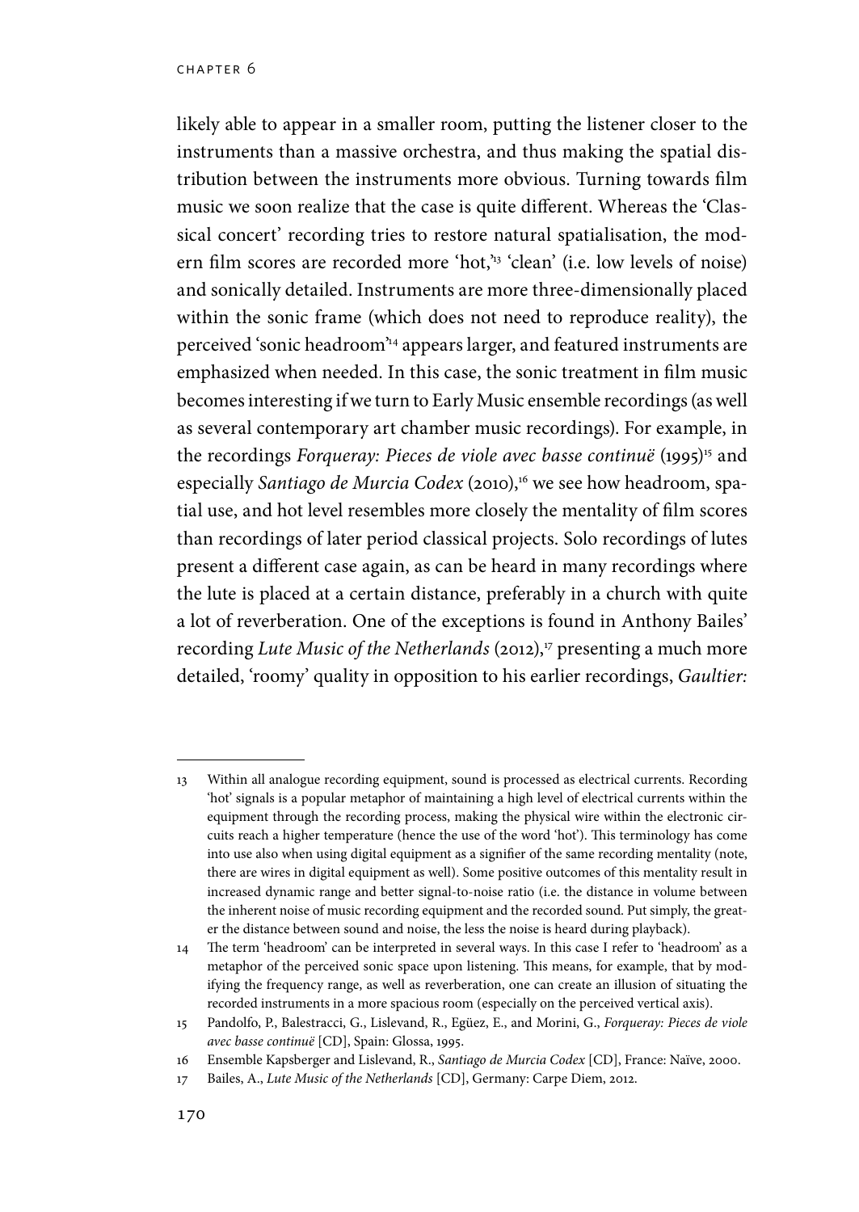likely able to appear in a smaller room, putting the listener closer to the instruments than a massive orchestra, and thus making the spatial distribution between the instruments more obvious. Turning towards film music we soon realize that the case is quite different. Whereas the 'Classical concert' recording tries to restore natural spatialisation, the modern film scores are recorded more 'hot,'[13] 'clean' (i.e. low levels of noise) and sonically detailed. Instruments are more three-dimensionally placed within the sonic frame (which does not need to reproduce reality), the perceived 'sonic headroom'[14] appears larger, and featured instruments are emphasized when needed. In this case, the sonic treatment in film music becomes interesting if we turn to Early Music ensemble recordings (as well as several contemporary art chamber music recordings). For example, in the recordings *Forqueray: Pieces de viole avec basse continuë* (1995)[15] and especially *Santiago de Murcia Codex* (2010),[16] we see how headroom, spatial use, and hot level resembles more closely the mentality of film scores than recordings of later period classical projects. Solo recordings of lutes present a different case again, as can be heard in many recordings where the lute is placed at a certain distance, preferably in a church with quite a lot of reverberation. One of the exceptions is found in Anthony Bailes' recording *Lute Music of the Netherlands* (2012),[17] presenting a much more detailed, 'roomy' quality in opposition to his earlier recordings, *Gaultier:*

---

13 Within all analogue recording equipment, sound is processed as electrical currents. Recording 'hot' signals is a popular metaphor of maintaining a high level of electrical currents within the equipment through the recording process, making the physical wire within the electronic circuits reach a higher temperature (hence the use of the word 'hot'). This terminology has come into use also when using digital equipment as a signifier of the same recording mentality (note, there are wires in digital equipment as well). Some positive outcomes of this mentality result in increased dynamic range and better signal-to-noise ratio (i.e. the distance in volume between the inherent noise of music recording equipment and the recorded sound. Put simply, the greater the distance between sound and noise, the less the noise is heard during playback).

14 The term 'headroom' can be interpreted in several ways. In this case I refer to 'headroom' as a metaphor of the perceived sonic space upon listening. This means, for example, that by modifying the frequency range, as well as reverberation, one can create an illusion of situating the recorded instruments in a more spacious room (especially on the perceived vertical axis).

15 Pandolfo, P., Balestracci, G., Lislevand, R., Egüez, E., and Morini, G., *Forqueray: Pieces de viole avec basse continuë* [CD], Spain: Glossa, 1995.

16 Ensemble Kapsberger and Lislevand, R., *Santiago de Murcia Codex* [CD], France: Naïve, 2000.

17 Bailes, A., *Lute Music of the Netherlands* [CD], Germany: Carpe Diem, 2012.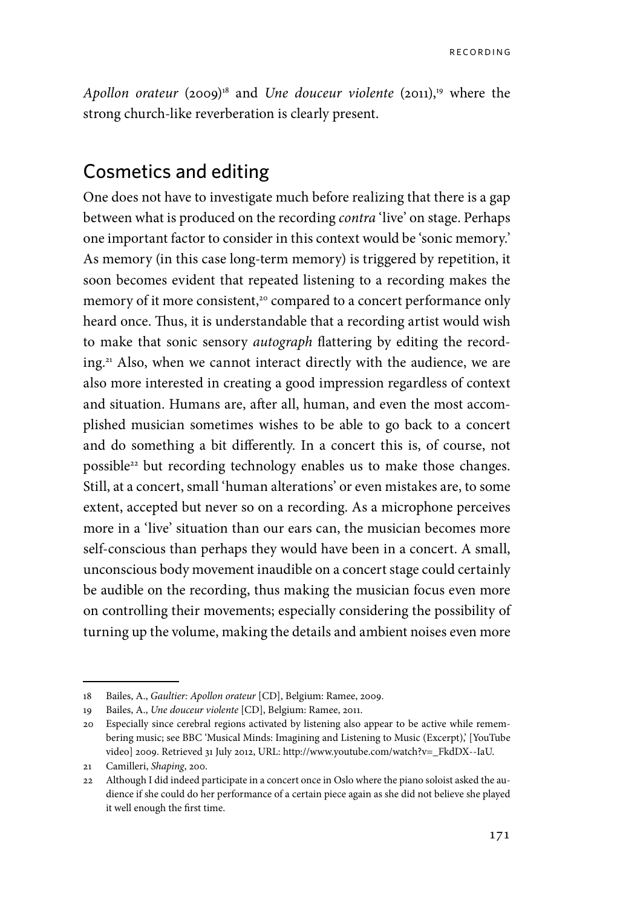*Apollon orateur* (2009)[18] and *Une douceur violente* (2011),[19] where the strong church-like reverberation is clearly present.

## Cosmetics and editing

One does not have to investigate much before realizing that there is a gap between what is produced on the recording *contra* 'live' on stage. Perhaps one important factor to consider in this context would be 'sonic memory.' As memory (in this case long-term memory) is triggered by repetition, it soon becomes evident that repeated listening to a recording makes the memory of it more consistent,[20] compared to a concert performance only heard once. Thus, it is understandable that a recording artist would wish to make that sonic sensory *autograph* flattering by editing the recording.[21] Also, when we cannot interact directly with the audience, we are also more interested in creating a good impression regardless of context and situation. Humans are, after all, human, and even the most accomplished musician sometimes wishes to be able to go back to a concert and do something a bit differently. In a concert this is, of course, not possible[22] but recording technology enables us to make those changes. Still, at a concert, small 'human alterations' or even mistakes are, to some extent, accepted but never so on a recording. As a microphone perceives more in a 'live' situation than our ears can, the musician becomes more self-conscious than perhaps they would have been in a concert. A small, unconscious body movement inaudible on a concert stage could certainly be audible on the recording, thus making the musician focus even more on controlling their movements; especially considering the possibility of turning up the volume, making the details and ambient noises even more

---

18 Bailes, A., *Gaultier: Apollon orateur* [CD], Belgium: Ramee, 2009.

19 Bailes, A., *Une douceur violente* [CD], Belgium: Ramee, 2011.

20 Especially since cerebral regions activated by listening also appear to be active while remembering music; see BBC 'Musical Minds: Imagining and Listening to Music (Excerpt),' [YouTube video] 2009. Retrieved 31 July 2012, URL: http://www.youtube.com/watch?v=_FkdDX--IaU.

21 Camilleri, *Shaping*, 200.

22 Although I did indeed participate in a concert once in Oslo where the piano soloist asked the audience if she could do her performance of a certain piece again as she did not believe she played it well enough the first time.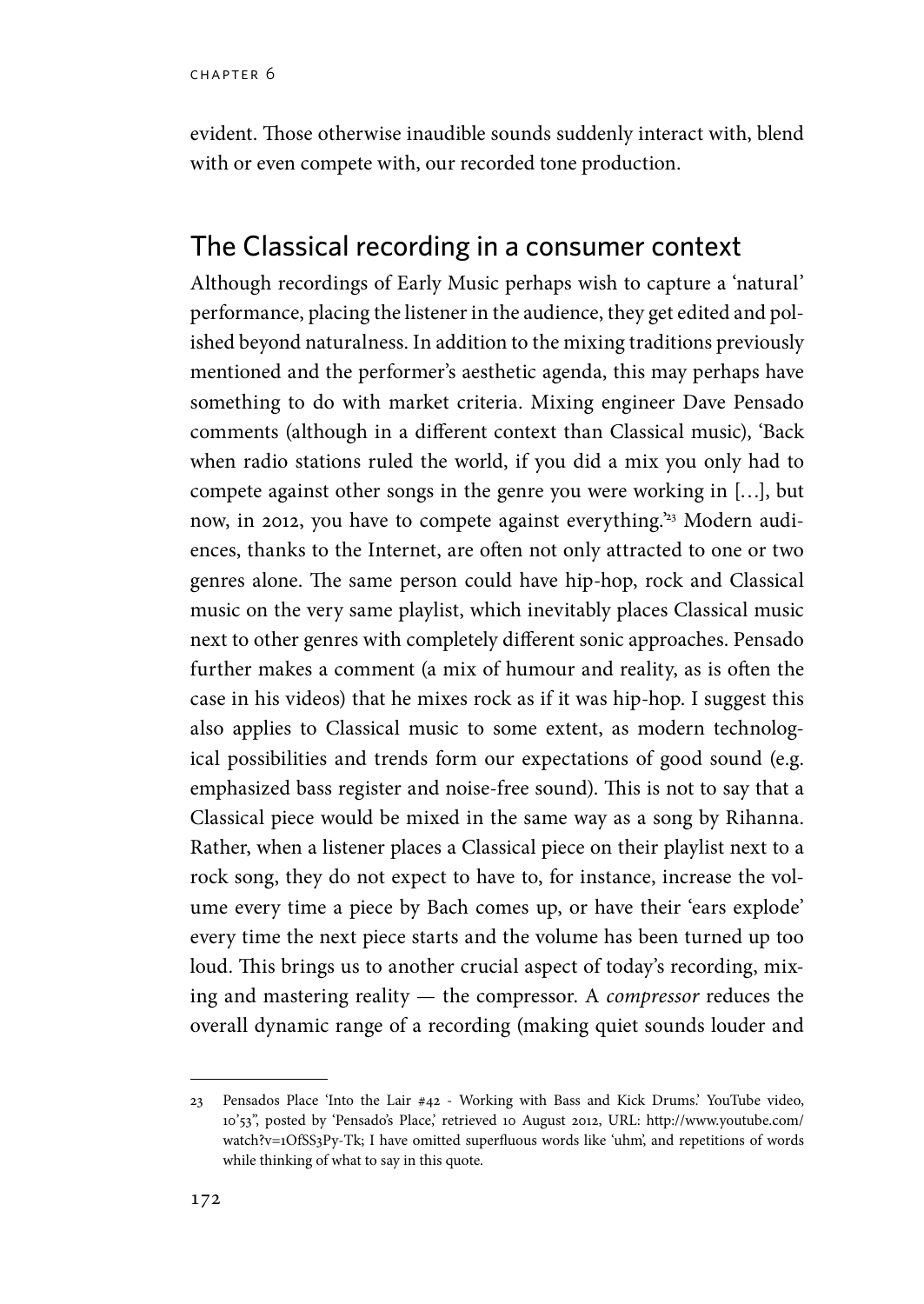evident. Those otherwise inaudible sounds suddenly interact with, blend with or even compete with, our recorded tone production.

## The Classical recording in a consumer context

Although recordings of Early Music perhaps wish to capture a 'natural' performance, placing the listener in the audience, they get edited and polished beyond naturalness. In addition to the mixing traditions previously mentioned and the performer's aesthetic agenda, this may perhaps have something to do with market criteria. Mixing engineer Dave Pensado comments (although in a different context than Classical music), 'Back when radio stations ruled the world, if you did a mix you only had to compete against other songs in the genre you were working in […], but now, in 2012, you have to compete against everything.'[23] Modern audiences, thanks to the Internet, are often not only attracted to one or two genres alone. The same person could have hip-hop, rock and Classical music on the very same playlist, which inevitably places Classical music next to other genres with completely different sonic approaches. Pensado further makes a comment (a mix of humour and reality, as is often the case in his videos) that he mixes rock as if it was hip-hop. I suggest this also applies to Classical music to some extent, as modern technological possibilities and trends form our expectations of good sound (e.g. emphasized bass register and noise-free sound). This is not to say that a Classical piece would be mixed in the same way as a song by Rihanna. Rather, when a listener places a Classical piece on their playlist next to a rock song, they do not expect to have to, for instance, increase the volume every time a piece by Bach comes up, or have their 'ears explode' every time the next piece starts and the volume has been turned up too loud. This brings us to another crucial aspect of today's recording, mixing and mastering reality — the compressor. A *compressor* reduces the overall dynamic range of a recording (making quiet sounds louder and

---

23 Pensados Place 'Into the Lair #42 - Working with Bass and Kick Drums.' YouTube video, 10'53", posted by 'Pensado's Place,' retrieved 10 August 2012, URL: http://www.youtube.com/watch?v=1OfSS3Py-Tk; I have omitted superfluous words like 'uhm', and repetitions of words while thinking of what to say in this quote.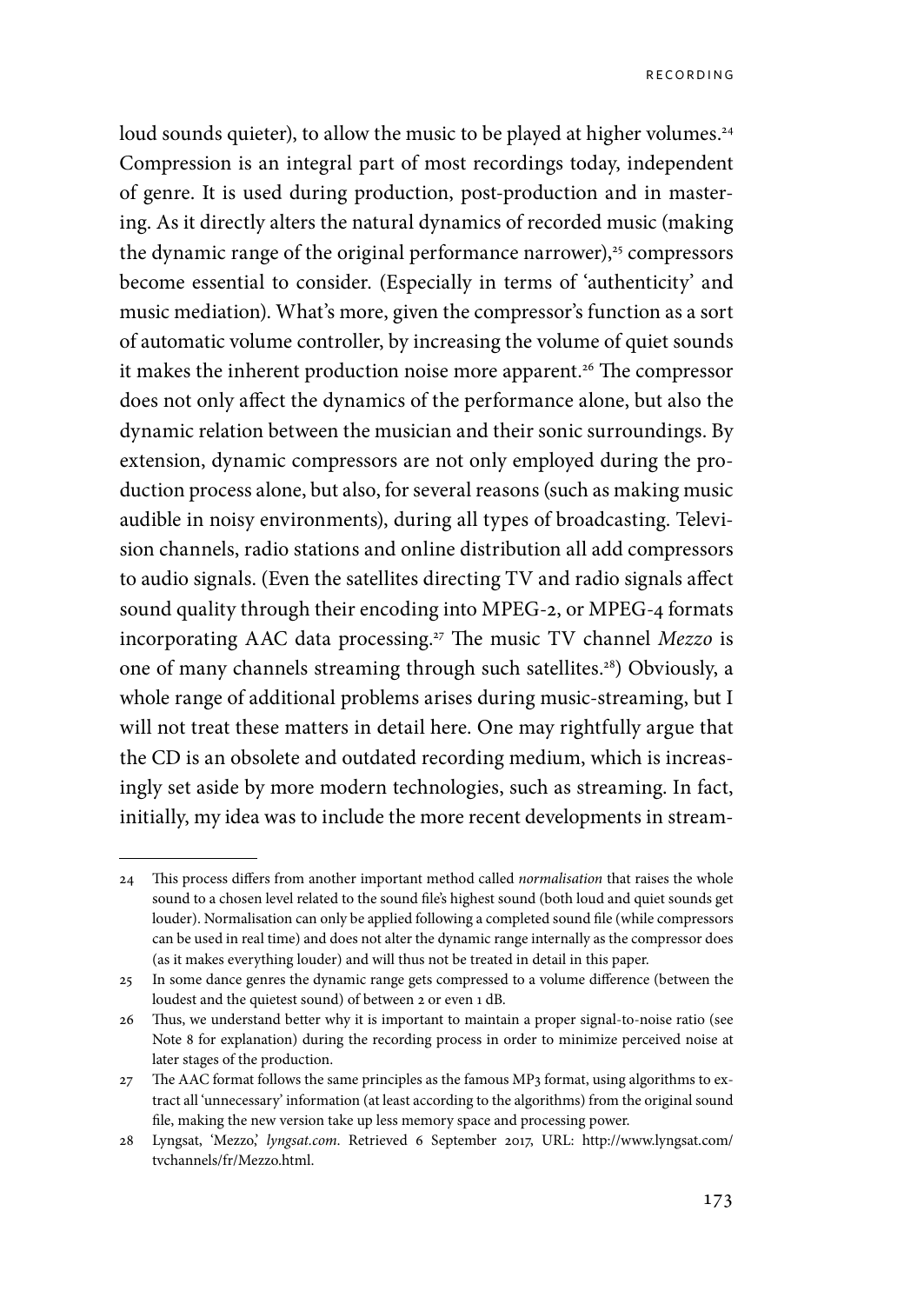loud sounds quieter), to allow the music to be played at higher volumes.[24] Compression is an integral part of most recordings today, independent of genre. It is used during production, post-production and in mastering. As it directly alters the natural dynamics of recorded music (making the dynamic range of the original performance narrower),[25] compressors become essential to consider. (Especially in terms of 'authenticity' and music mediation). What's more, given the compressor's function as a sort of automatic volume controller, by increasing the volume of quiet sounds it makes the inherent production noise more apparent.[26] The compressor does not only affect the dynamics of the performance alone, but also the dynamic relation between the musician and their sonic surroundings. By extension, dynamic compressors are not only employed during the production process alone, but also, for several reasons (such as making music audible in noisy environments), during all types of broadcasting. Television channels, radio stations and online distribution all add compressors to audio signals. (Even the satellites directing TV and radio signals affect sound quality through their encoding into MPEG-2, or MPEG-4 formats incorporating AAC data processing.[27] The music TV channel *Mezzo* is one of many channels streaming through such satellites.[28]) Obviously, a whole range of additional problems arises during music-streaming, but I will not treat these matters in detail here. One may rightfully argue that the CD is an obsolete and outdated recording medium, which is increasingly set aside by more modern technologies, such as streaming. In fact, initially, my idea was to include the more recent developments in stream-

---

24 This process differs from another important method called *normalisation* that raises the whole sound to a chosen level related to the sound file's highest sound (both loud and quiet sounds get louder). Normalisation can only be applied following a completed sound file (while compressors can be used in real time) and does not alter the dynamic range internally as the compressor does (as it makes everything louder) and will thus not be treated in detail in this paper.

25 In some dance genres the dynamic range gets compressed to a volume difference (between the loudest and the quietest sound) of between 2 or even 1 dB.

26 Thus, we understand better why it is important to maintain a proper signal-to-noise ratio (see Note 8 for explanation) during the recording process in order to minimize perceived noise at later stages of the production.

27 The AAC format follows the same principles as the famous MP3 format, using algorithms to extract all 'unnecessary' information (at least according to the algorithms) from the original sound file, making the new version take up less memory space and processing power.

28 Lyngsat, 'Mezzo,' *lyngsat.com*. Retrieved 6 September 2017, URL: http://www.lyngsat.com/tvchannels/fr/Mezzo.html.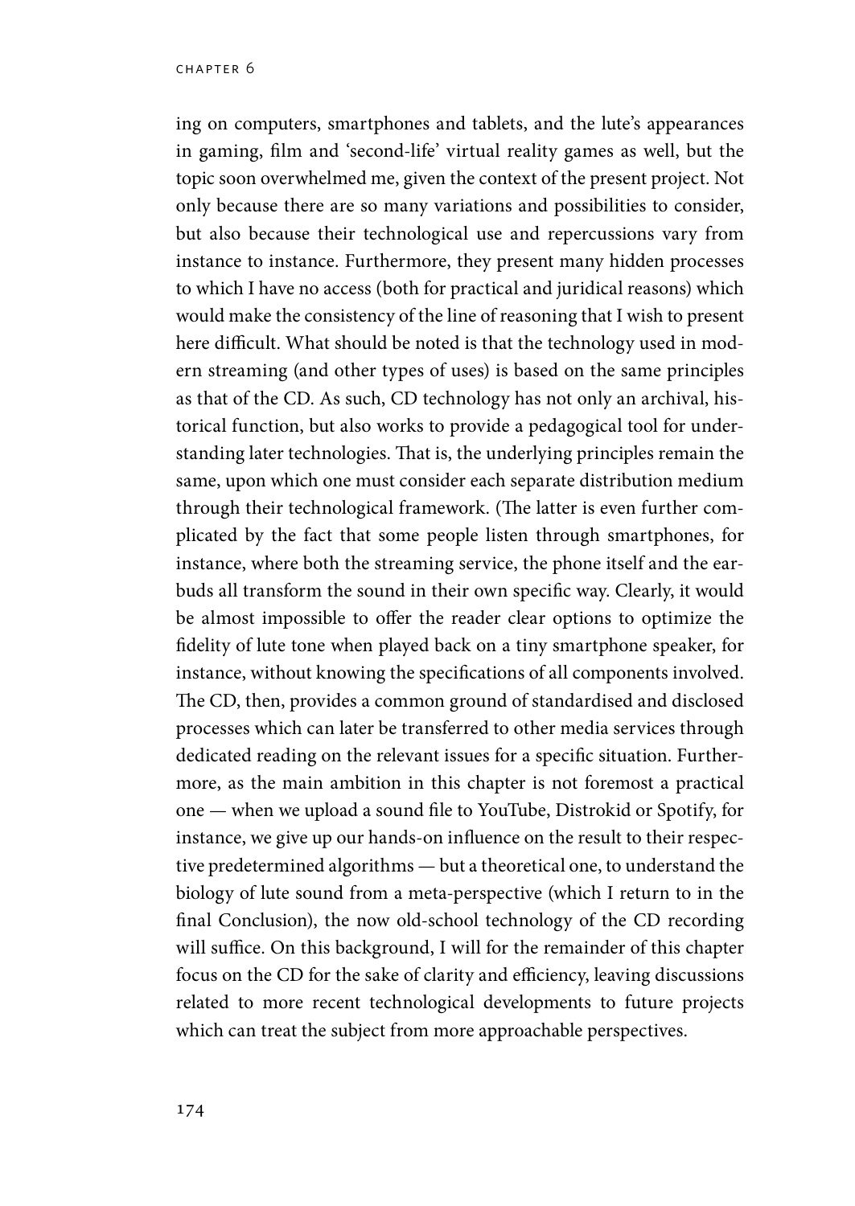ing on computers, smartphones and tablets, and the lute's appearances in gaming, film and 'second-life' virtual reality games as well, but the topic soon overwhelmed me, given the context of the present project. Not only because there are so many variations and possibilities to consider, but also because their technological use and repercussions vary from instance to instance. Furthermore, they present many hidden processes to which I have no access (both for practical and juridical reasons) which would make the consistency of the line of reasoning that I wish to present here difficult. What should be noted is that the technology used in modern streaming (and other types of uses) is based on the same principles as that of the CD. As such, CD technology has not only an archival, historical function, but also works to provide a pedagogical tool for understanding later technologies. That is, the underlying principles remain the same, upon which one must consider each separate distribution medium through their technological framework. (The latter is even further complicated by the fact that some people listen through smartphones, for instance, where both the streaming service, the phone itself and the earbuds all transform the sound in their own specific way. Clearly, it would be almost impossible to offer the reader clear options to optimize the fidelity of lute tone when played back on a tiny smartphone speaker, for instance, without knowing the specifications of all components involved. The CD, then, provides a common ground of standardised and disclosed processes which can later be transferred to other media services through dedicated reading on the relevant issues for a specific situation. Furthermore, as the main ambition in this chapter is not foremost a practical one — when we upload a sound file to YouTube, Distrokid or Spotify, for instance, we give up our hands-on influence on the result to their respective predetermined algorithms — but a theoretical one, to understand the biology of lute sound from a meta-perspective (which I return to in the final Conclusion), the now old-school technology of the CD recording will suffice. On this background, I will for the remainder of this chapter focus on the CD for the sake of clarity and efficiency, leaving discussions related to more recent technological developments to future projects which can treat the subject from more approachable perspectives.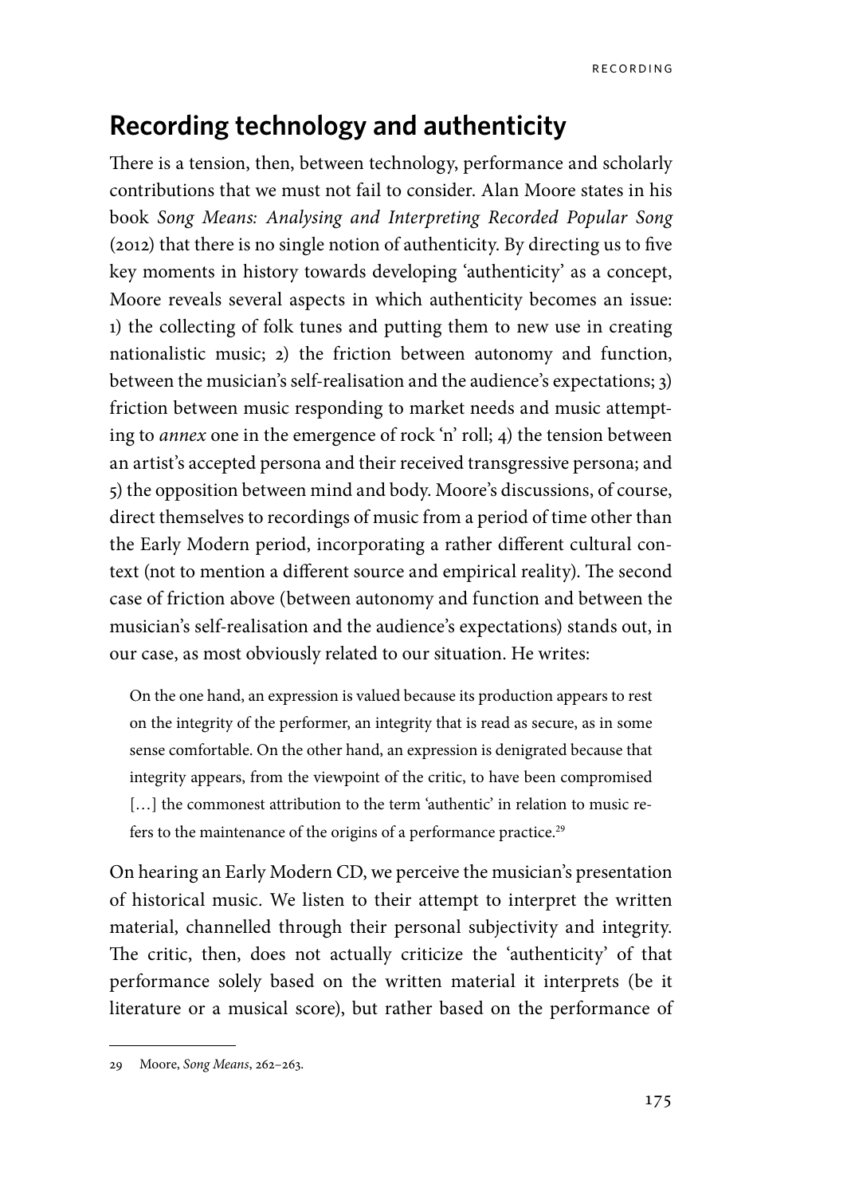## Recording technology and authenticity

There is a tension, then, between technology, performance and scholarly contributions that we must not fail to consider. Alan Moore states in his book *Song Means: Analysing and Interpreting Recorded Popular Song* (2012) that there is no single notion of authenticity. By directing us to five key moments in history towards developing 'authenticity' as a concept, Moore reveals several aspects in which authenticity becomes an issue: 1) the collecting of folk tunes and putting them to new use in creating nationalistic music; 2) the friction between autonomy and function, between the musician's self-realisation and the audience's expectations; 3) friction between music responding to market needs and music attempting to *annex* one in the emergence of rock 'n' roll; 4) the tension between an artist's accepted persona and their received transgressive persona; and 5) the opposition between mind and body. Moore's discussions, of course, direct themselves to recordings of music from a period of time other than the Early Modern period, incorporating a rather different cultural context (not to mention a different source and empirical reality). The second case of friction above (between autonomy and function and between the musician's self-realisation and the audience's expectations) stands out, in our case, as most obviously related to our situation. He writes:

> On the one hand, an expression is valued because its production appears to rest on the integrity of the performer, an integrity that is read as secure, as in some sense comfortable. On the other hand, an expression is denigrated because that integrity appears, from the viewpoint of the critic, to have been compromised […] the commonest attribution to the term 'authentic' in relation to music refers to the maintenance of the origins of a performance practice.[29]

On hearing an Early Modern CD, we perceive the musician's presentation of historical music. We listen to their attempt to interpret the written material, channelled through their personal subjectivity and integrity. The critic, then, does not actually criticize the 'authenticity' of that performance solely based on the written material it interprets (be it literature or a musical score), but rather based on the performance of

---

29 Moore, *Song Means*, 262–263.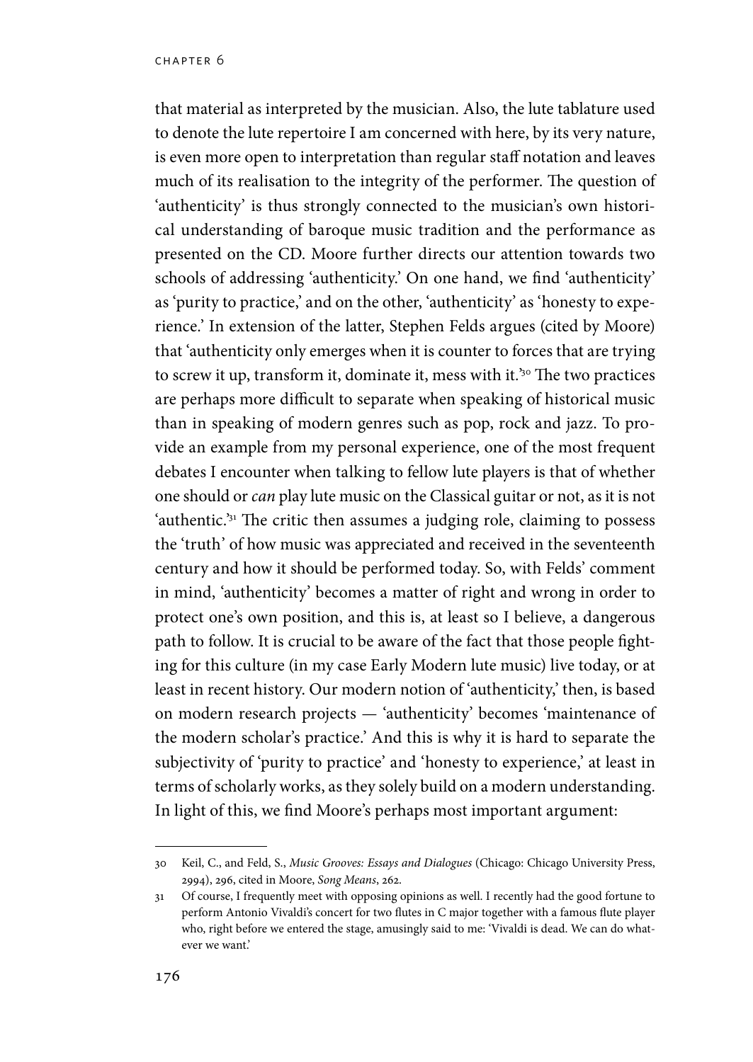that material as interpreted by the musician. Also, the lute tablature used to denote the lute repertoire I am concerned with here, by its very nature, is even more open to interpretation than regular staff notation and leaves much of its realisation to the integrity of the performer. The question of 'authenticity' is thus strongly connected to the musician's own historical understanding of baroque music tradition and the performance as presented on the CD. Moore further directs our attention towards two schools of addressing 'authenticity.' On one hand, we find 'authenticity' as 'purity to practice,' and on the other, 'authenticity' as 'honesty to experience.' In extension of the latter, Stephen Felds argues (cited by Moore) that 'authenticity only emerges when it is counter to forces that are trying to screw it up, transform it, dominate it, mess with it.'[30] The two practices are perhaps more difficult to separate when speaking of historical music than in speaking of modern genres such as pop, rock and jazz. To provide an example from my personal experience, one of the most frequent debates I encounter when talking to fellow lute players is that of whether one should or *can* play lute music on the Classical guitar or not, as it is not 'authentic.'[31] The critic then assumes a judging role, claiming to possess the 'truth' of how music was appreciated and received in the seventeenth century and how it should be performed today. So, with Felds' comment in mind, 'authenticity' becomes a matter of right and wrong in order to protect one's own position, and this is, at least so I believe, a dangerous path to follow. It is crucial to be aware of the fact that those people fighting for this culture (in my case Early Modern lute music) live today, or at least in recent history. Our modern notion of 'authenticity,' then, is based on modern research projects — 'authenticity' becomes 'maintenance of the modern scholar's practice.' And this is why it is hard to separate the subjectivity of 'purity to practice' and 'honesty to experience,' at least in terms of scholarly works, as they solely build on a modern understanding. In light of this, we find Moore's perhaps most important argument:

---

30 Keil, C., and Feld, S., *Music Grooves: Essays and Dialogues* (Chicago: Chicago University Press, 2994), 296, cited in Moore, *Song Means*, 262.

31 Of course, I frequently meet with opposing opinions as well. I recently had the good fortune to perform Antonio Vivaldi's concert for two flutes in C major together with a famous flute player who, right before we entered the stage, amusingly said to me: 'Vivaldi is dead. We can do whatever we want.'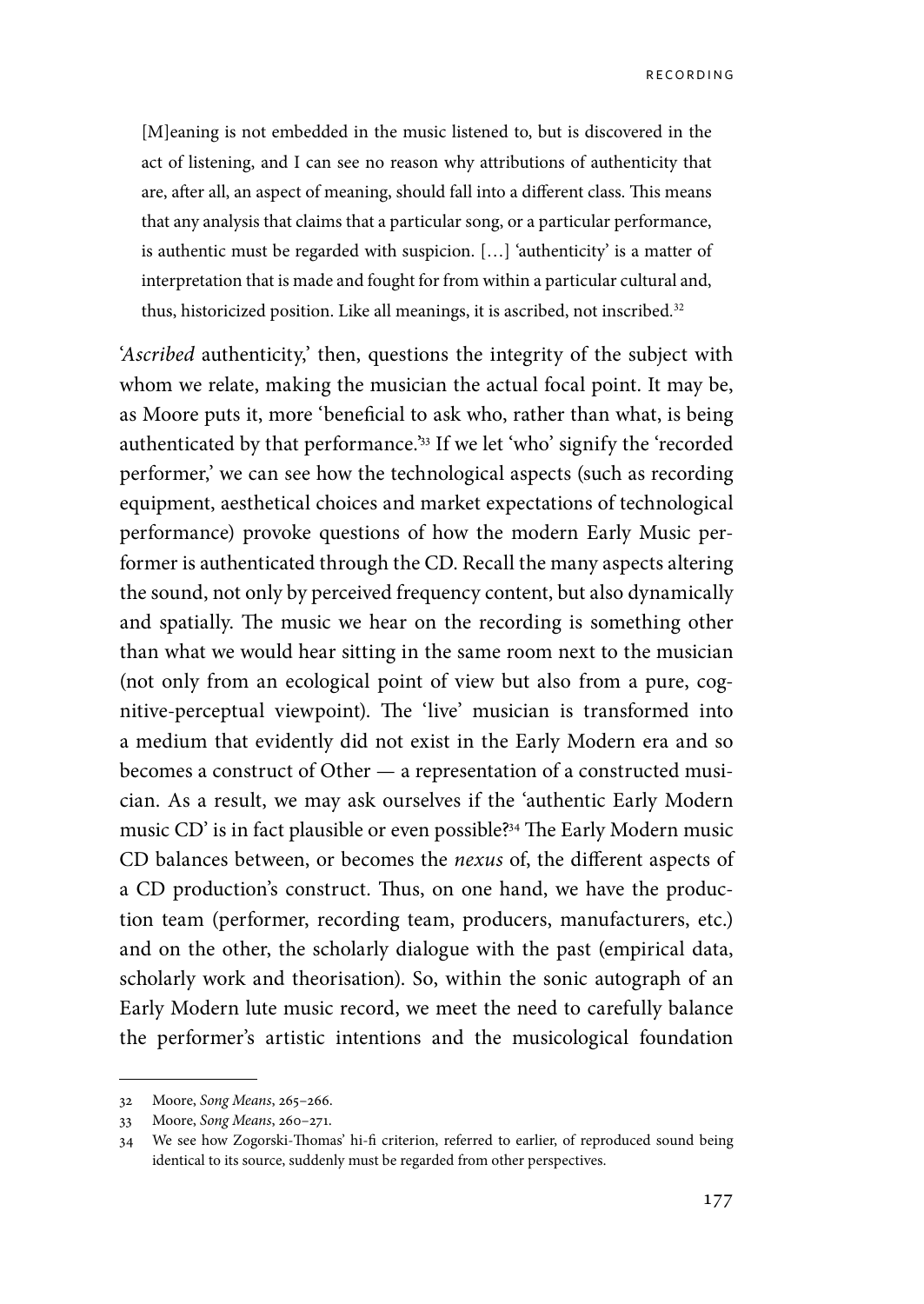> [M]eaning is not embedded in the music listened to, but is discovered in the act of listening, and I can see no reason why attributions of authenticity that are, after all, an aspect of meaning, should fall into a different class. This means that any analysis that claims that a particular song, or a particular performance, is authentic must be regarded with suspicion. […] 'authenticity' is a matter of interpretation that is made and fought for from within a particular cultural and, thus, historicized position. Like all meanings, it is ascribed, not inscribed.[32]

'*Ascribed* authenticity,' then, questions the integrity of the subject with whom we relate, making the musician the actual focal point. It may be, as Moore puts it, more 'beneficial to ask who, rather than what, is being authenticated by that performance.'[33] If we let 'who' signify the 'recorded performer,' we can see how the technological aspects (such as recording equipment, aesthetical choices and market expectations of technological performance) provoke questions of how the modern Early Music performer is authenticated through the CD. Recall the many aspects altering the sound, not only by perceived frequency content, but also dynamically and spatially. The music we hear on the recording is something other than what we would hear sitting in the same room next to the musician (not only from an ecological point of view but also from a pure, cognitive-perceptual viewpoint). The 'live' musician is transformed into a medium that evidently did not exist in the Early Modern era and so becomes a construct of Other — a representation of a constructed musician. As a result, we may ask ourselves if the 'authentic Early Modern music CD' is in fact plausible or even possible?[34] The Early Modern music CD balances between, or becomes the *nexus* of, the different aspects of a CD production's construct. Thus, on one hand, we have the production team (performer, recording team, producers, manufacturers, etc.) and on the other, the scholarly dialogue with the past (empirical data, scholarly work and theorisation). So, within the sonic autograph of an Early Modern lute music record, we meet the need to carefully balance the performer's artistic intentions and the musicological foundation

---

32 Moore, *Song Means*, 265–266.

33 Moore, *Song Means*, 260–271.

34 We see how Zogorski-Thomas' hi-fi criterion, referred to earlier, of reproduced sound being identical to its source, suddenly must be regarded from other perspectives.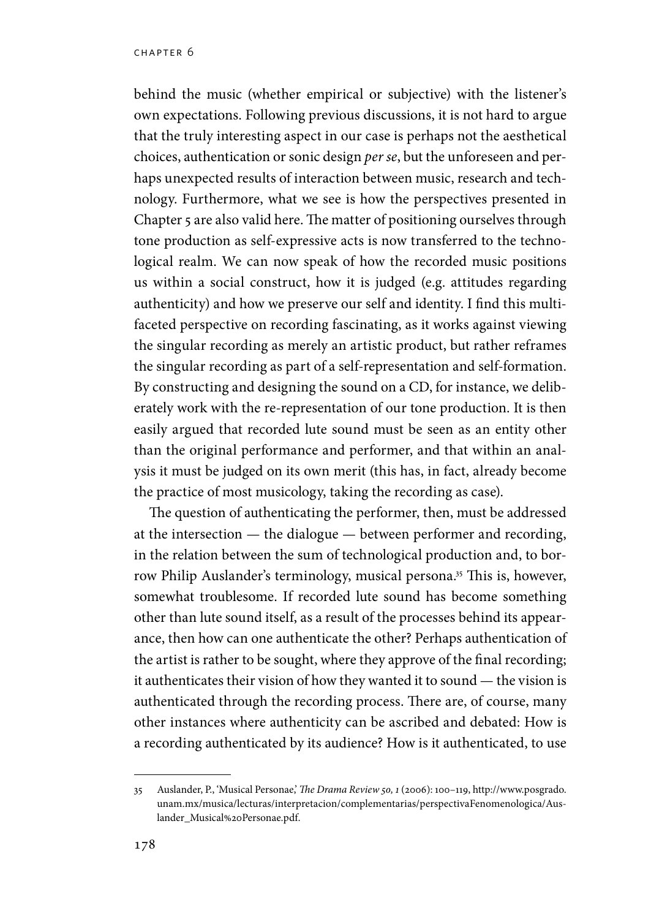behind the music (whether empirical or subjective) with the listener's own expectations. Following previous discussions, it is not hard to argue that the truly interesting aspect in our case is perhaps not the aesthetical choices, authentication or sonic design *per se*, but the unforeseen and perhaps unexpected results of interaction between music, research and technology. Furthermore, what we see is how the perspectives presented in Chapter 5 are also valid here. The matter of positioning ourselves through tone production as self-expressive acts is now transferred to the technological realm. We can now speak of how the recorded music positions us within a social construct, how it is judged (e.g. attitudes regarding authenticity) and how we preserve our self and identity. I find this multifaceted perspective on recording fascinating, as it works against viewing the singular recording as merely an artistic product, but rather reframes the singular recording as part of a self-representation and self-formation. By constructing and designing the sound on a CD, for instance, we deliberately work with the re-representation of our tone production. It is then easily argued that recorded lute sound must be seen as an entity other than the original performance and performer, and that within an analysis it must be judged on its own merit (this has, in fact, already become the practice of most musicology, taking the recording as case).

The question of authenticating the performer, then, must be addressed at the intersection — the dialogue — between performer and recording, in the relation between the sum of technological production and, to borrow Philip Auslander's terminology, musical persona.[35] This is, however, somewhat troublesome. If recorded lute sound has become something other than lute sound itself, as a result of the processes behind its appearance, then how can one authenticate the other? Perhaps authentication of the artist is rather to be sought, where they approve of the final recording; it authenticates their vision of how they wanted it to sound — the vision is authenticated through the recording process. There are, of course, many other instances where authenticity can be ascribed and debated: How is a recording authenticated by its audience? How is it authenticated, to use

---

35 Auslander, P., 'Musical Personae,' *The Drama Review 50, 1* (2006): 100–119, http://www.posgrado.unam.mx/musica/lecturas/interpretacion/complementarias/perspectivaFenomenologica/Auslander_Musical%20Personae.pdf.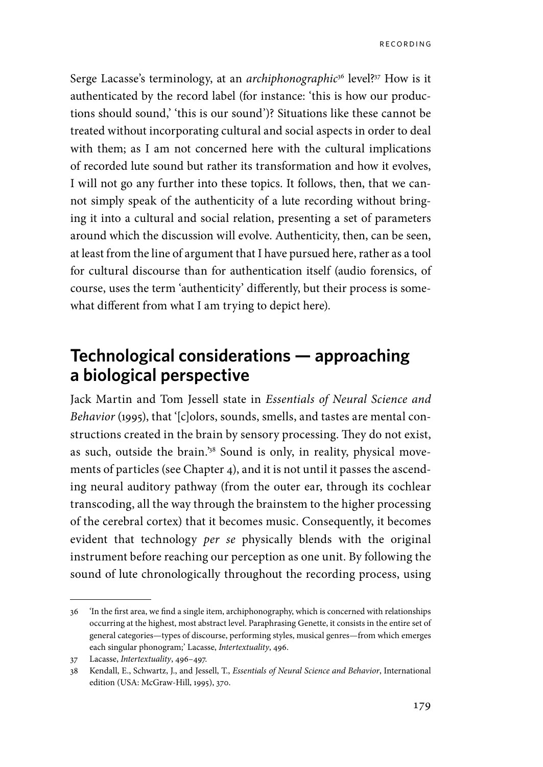Serge Lacasse's terminology, at an *archiphonographic*[36] level?[37] How is it authenticated by the record label (for instance: 'this is how our productions should sound,' 'this is our sound')? Situations like these cannot be treated without incorporating cultural and social aspects in order to deal with them; as I am not concerned here with the cultural implications of recorded lute sound but rather its transformation and how it evolves, I will not go any further into these topics. It follows, then, that we cannot simply speak of the authenticity of a lute recording without bringing it into a cultural and social relation, presenting a set of parameters around which the discussion will evolve. Authenticity, then, can be seen, at least from the line of argument that I have pursued here, rather as a tool for cultural discourse than for authentication itself (audio forensics, of course, uses the term 'authenticity' differently, but their process is somewhat different from what I am trying to depict here).

## Technological considerations — approaching a biological perspective

Jack Martin and Tom Jessell state in *Essentials of Neural Science and Behavior* (1995), that '[c]olors, sounds, smells, and tastes are mental constructions created in the brain by sensory processing. They do not exist, as such, outside the brain.'[38] Sound is only, in reality, physical movements of particles (see Chapter 4), and it is not until it passes the ascending neural auditory pathway (from the outer ear, through its cochlear transcoding, all the way through the brainstem to the higher processing of the cerebral cortex) that it becomes music. Consequently, it becomes evident that technology *per se* physically blends with the original instrument before reaching our perception as one unit. By following the sound of lute chronologically throughout the recording process, using

---

36 'In the first area, we find a single item, archiphonography, which is concerned with relationships occurring at the highest, most abstract level. Paraphrasing Genette, it consists in the entire set of general categories—types of discourse, performing styles, musical genres—from which emerges each singular phonogram;' Lacasse, *Intertextuality*, 496.

37 Lacasse, *Intertextuality*, 496–497.

38 Kendall, E., Schwartz, J., and Jessell, T., *Essentials of Neural Science and Behavior*, International edition (USA: McGraw-Hill, 1995), 370.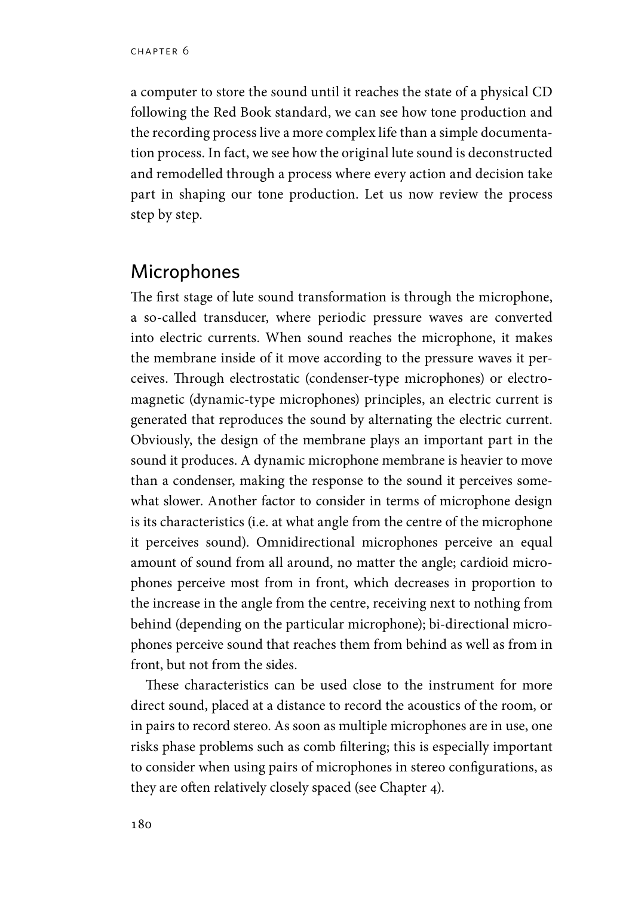a computer to store the sound until it reaches the state of a physical CD following the Red Book standard, we can see how tone production and the recording process live a more complex life than a simple documentation process. In fact, we see how the original lute sound is deconstructed and remodelled through a process where every action and decision take part in shaping our tone production. Let us now review the process step by step.

## Microphones

The first stage of lute sound transformation is through the microphone, a so-called transducer, where periodic pressure waves are converted into electric currents. When sound reaches the microphone, it makes the membrane inside of it move according to the pressure waves it perceives. Through electrostatic (condenser-type microphones) or electromagnetic (dynamic-type microphones) principles, an electric current is generated that reproduces the sound by alternating the electric current. Obviously, the design of the membrane plays an important part in the sound it produces. A dynamic microphone membrane is heavier to move than a condenser, making the response to the sound it perceives somewhat slower. Another factor to consider in terms of microphone design is its characteristics (i.e. at what angle from the centre of the microphone it perceives sound). Omnidirectional microphones perceive an equal amount of sound from all around, no matter the angle; cardioid microphones perceive most from in front, which decreases in proportion to the increase in the angle from the centre, receiving next to nothing from behind (depending on the particular microphone); bi-directional microphones perceive sound that reaches them from behind as well as from in front, but not from the sides.

These characteristics can be used close to the instrument for more direct sound, placed at a distance to record the acoustics of the room, or in pairs to record stereo. As soon as multiple microphones are in use, one risks phase problems such as comb filtering; this is especially important to consider when using pairs of microphones in stereo configurations, as they are often relatively closely spaced (see Chapter 4).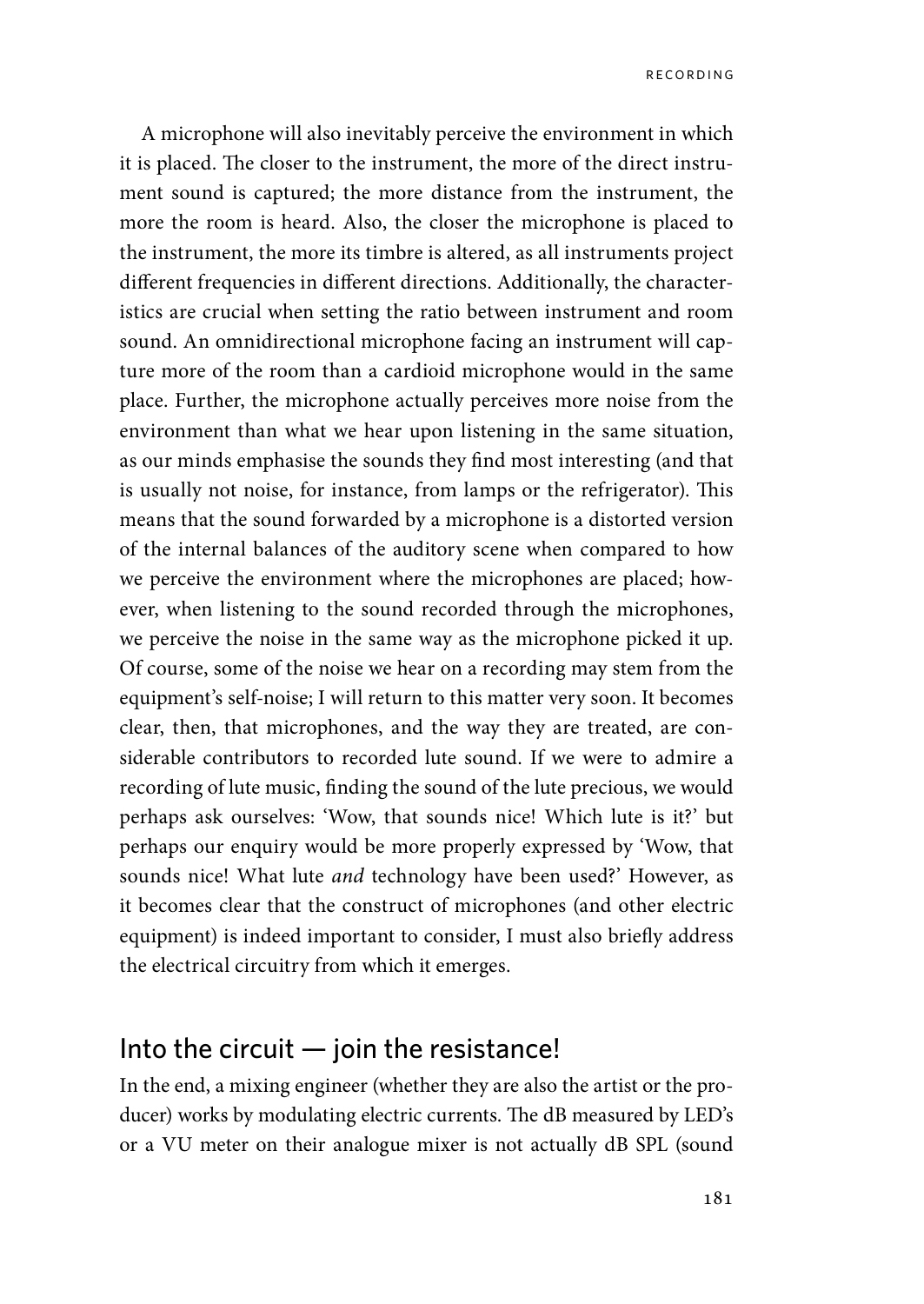A microphone will also inevitably perceive the environment in which it is placed. The closer to the instrument, the more of the direct instrument sound is captured; the more distance from the instrument, the more the room is heard. Also, the closer the microphone is placed to the instrument, the more its timbre is altered, as all instruments project different frequencies in different directions. Additionally, the characteristics are crucial when setting the ratio between instrument and room sound. An omnidirectional microphone facing an instrument will capture more of the room than a cardioid microphone would in the same place. Further, the microphone actually perceives more noise from the environment than what we hear upon listening in the same situation, as our minds emphasise the sounds they find most interesting (and that is usually not noise, for instance, from lamps or the refrigerator). This means that the sound forwarded by a microphone is a distorted version of the internal balances of the auditory scene when compared to how we perceive the environment where the microphones are placed; however, when listening to the sound recorded through the microphones, we perceive the noise in the same way as the microphone picked it up. Of course, some of the noise we hear on a recording may stem from the equipment's self-noise; I will return to this matter very soon. It becomes clear, then, that microphones, and the way they are treated, are considerable contributors to recorded lute sound. If we were to admire a recording of lute music, finding the sound of the lute precious, we would perhaps ask ourselves: 'Wow, that sounds nice! Which lute is it?' but perhaps our enquiry would be more properly expressed by 'Wow, that sounds nice! What lute *and* technology have been used?' However, as it becomes clear that the construct of microphones (and other electric equipment) is indeed important to consider, I must also briefly address the electrical circuitry from which it emerges.

## Into the circuit — join the resistance!

In the end, a mixing engineer (whether they are also the artist or the producer) works by modulating electric currents. The dB measured by LED's or a VU meter on their analogue mixer is not actually dB SPL (sound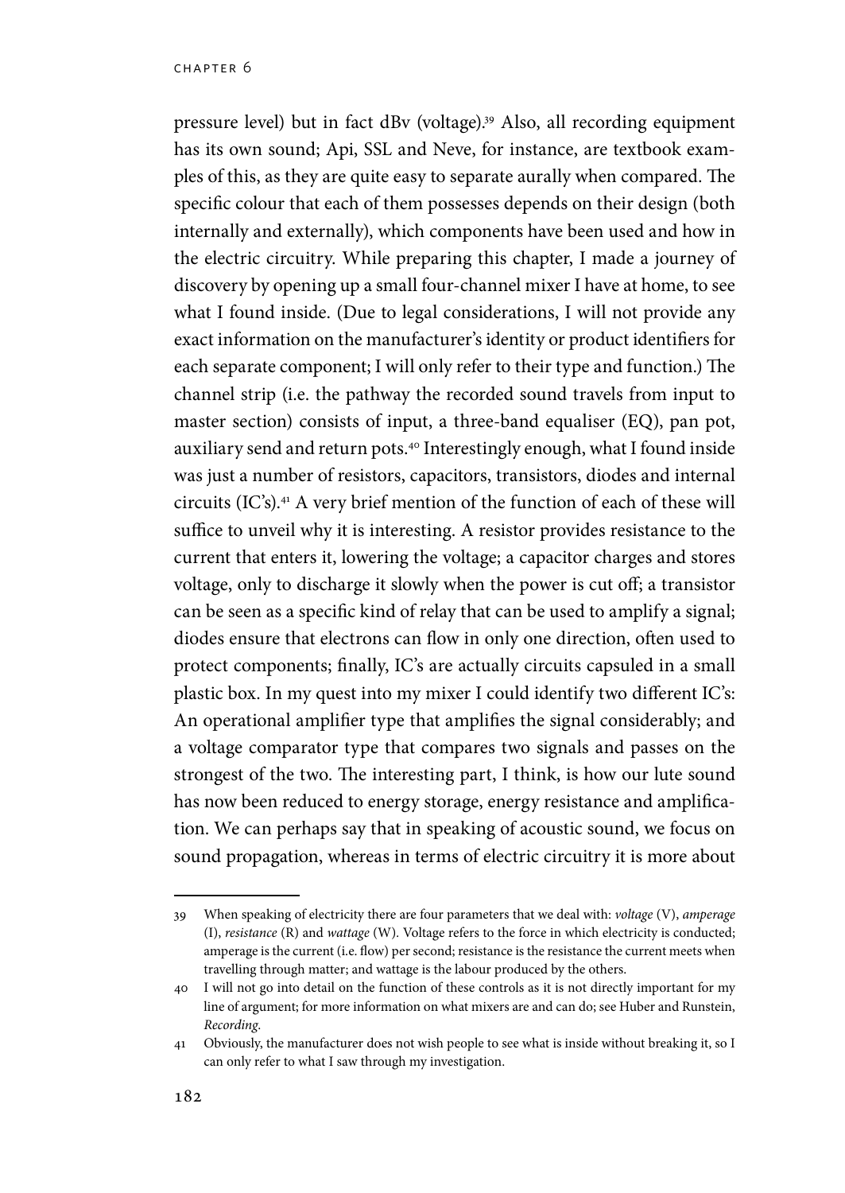pressure level) but in fact dBv (voltage).[39] Also, all recording equipment has its own sound; Api, SSL and Neve, for instance, are textbook examples of this, as they are quite easy to separate aurally when compared. The specific colour that each of them possesses depends on their design (both internally and externally), which components have been used and how in the electric circuitry. While preparing this chapter, I made a journey of discovery by opening up a small four-channel mixer I have at home, to see what I found inside. (Due to legal considerations, I will not provide any exact information on the manufacturer's identity or product identifiers for each separate component; I will only refer to their type and function.) The channel strip (i.e. the pathway the recorded sound travels from input to master section) consists of input, a three-band equaliser (EQ), pan pot, auxiliary send and return pots.[40] Interestingly enough, what I found inside was just a number of resistors, capacitors, transistors, diodes and internal circuits (IC's).[41] A very brief mention of the function of each of these will suffice to unveil why it is interesting. A resistor provides resistance to the current that enters it, lowering the voltage; a capacitor charges and stores voltage, only to discharge it slowly when the power is cut off; a transistor can be seen as a specific kind of relay that can be used to amplify a signal; diodes ensure that electrons can flow in only one direction, often used to protect components; finally, IC's are actually circuits capsuled in a small plastic box. In my quest into my mixer I could identify two different IC's: An operational amplifier type that amplifies the signal considerably; and a voltage comparator type that compares two signals and passes on the strongest of the two. The interesting part, I think, is how our lute sound has now been reduced to energy storage, energy resistance and amplification. We can perhaps say that in speaking of acoustic sound, we focus on sound propagation, whereas in terms of electric circuitry it is more about

---

39 When speaking of electricity there are four parameters that we deal with: *voltage* (V), *amperage* (I), *resistance* (R) and *wattage* (W). Voltage refers to the force in which electricity is conducted; amperage is the current (i.e. flow) per second; resistance is the resistance the current meets when travelling through matter; and wattage is the labour produced by the others.

40 I will not go into detail on the function of these controls as it is not directly important for my line of argument; for more information on what mixers are and can do; see Huber and Runstein, *Recording*.

41 Obviously, the manufacturer does not wish people to see what is inside without breaking it, so I can only refer to what I saw through my investigation.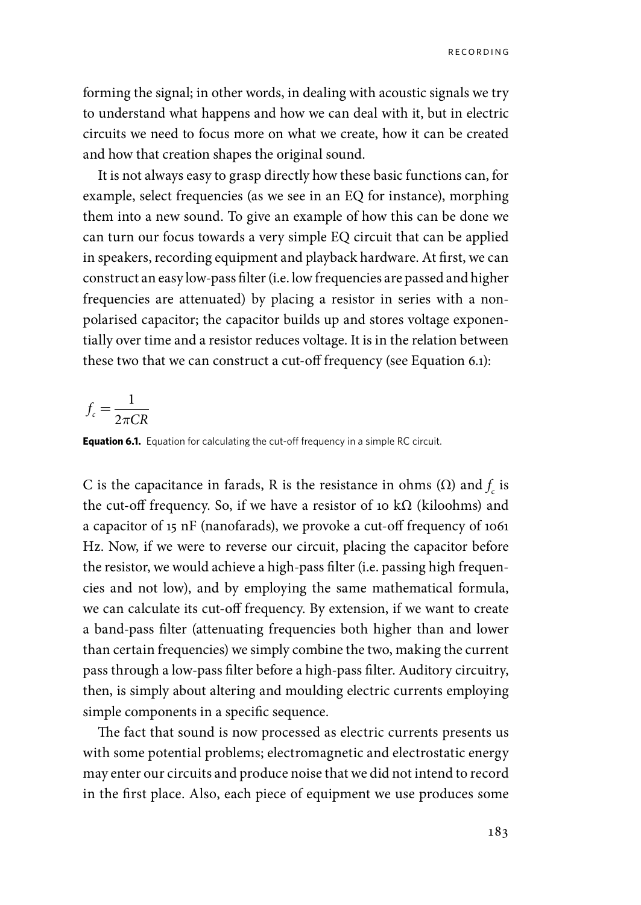forming the signal; in other words, in dealing with acoustic signals we try to understand what happens and how we can deal with it, but in electric circuits we need to focus more on what we create, how it can be created and how that creation shapes the original sound.

It is not always easy to grasp directly how these basic functions can, for example, select frequencies (as we see in an EQ for instance), morphing them into a new sound. To give an example of how this can be done we can turn our focus towards a very simple EQ circuit that can be applied in speakers, recording equipment and playback hardware. At first, we can construct an easy low-pass filter (i.e. low frequencies are passed and higher frequencies are attenuated) by placing a resistor in series with a non-polarised capacitor; the capacitor builds up and stores voltage exponentially over time and a resistor reduces voltage. It is in the relation between these two that we can construct a cut-off frequency (see Equation 6.1):

$$f_c = \frac{1}{2\pi CR}$$

**Equation 6.1.** Equation for calculating the cut-off frequency in a simple RC circuit.

C is the capacitance in farads, R is the resistance in ohms (Ω) and $f_c$ is the cut-off frequency. So, if we have a resistor of 10 kΩ (kiloohms) and a capacitor of 15 nF (nanofarads), we provoke a cut-off frequency of 1061 Hz. Now, if we were to reverse our circuit, placing the capacitor before the resistor, we would achieve a high-pass filter (i.e. passing high frequencies and not low), and by employing the same mathematical formula, we can calculate its cut-off frequency. By extension, if we want to create a band-pass filter (attenuating frequencies both higher than and lower than certain frequencies) we simply combine the two, making the current pass through a low-pass filter before a high-pass filter. Auditory circuitry, then, is simply about altering and moulding electric currents employing simple components in a specific sequence.

The fact that sound is now processed as electric currents presents us with some potential problems; electromagnetic and electrostatic energy may enter our circuits and produce noise that we did not intend to record in the first place. Also, each piece of equipment we use produces some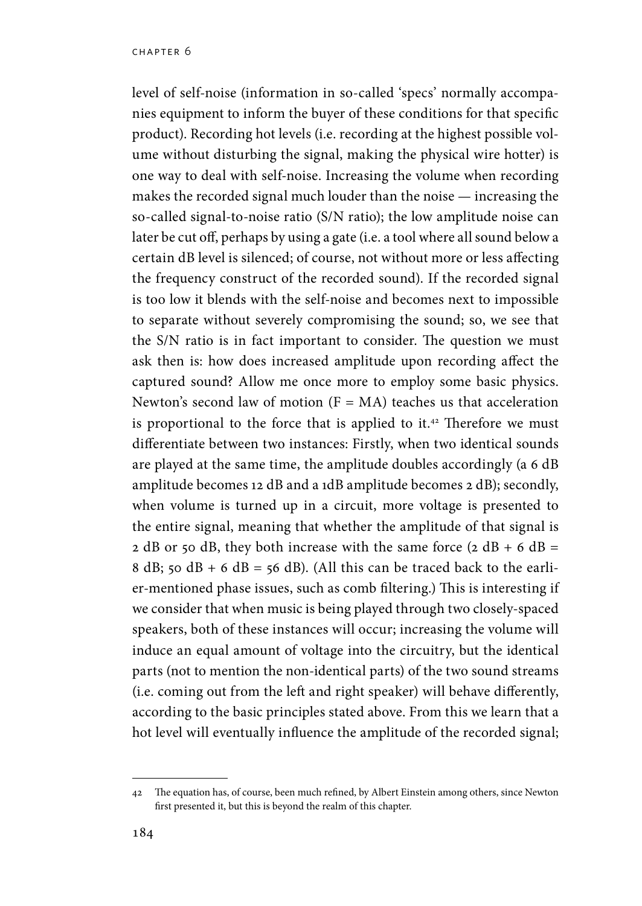level of self-noise (information in so-called 'specs' normally accompanies equipment to inform the buyer of these conditions for that specific product). Recording hot levels (i.e. recording at the highest possible volume without disturbing the signal, making the physical wire hotter) is one way to deal with self-noise. Increasing the volume when recording makes the recorded signal much louder than the noise — increasing the so-called signal-to-noise ratio (S/N ratio); the low amplitude noise can later be cut off, perhaps by using a gate (i.e. a tool where all sound below a certain dB level is silenced; of course, not without more or less affecting the frequency construct of the recorded sound). If the recorded signal is too low it blends with the self-noise and becomes next to impossible to separate without severely compromising the sound; so, we see that the S/N ratio is in fact important to consider. The question we must ask then is: how does increased amplitude upon recording affect the captured sound? Allow me once more to employ some basic physics. Newton's second law of motion (F = MA) teaches us that acceleration is proportional to the force that is applied to it.[42] Therefore we must differentiate between two instances: Firstly, when two identical sounds are played at the same time, the amplitude doubles accordingly (a 6 dB amplitude becomes 12 dB and a 1dB amplitude becomes 2 dB); secondly, when volume is turned up in a circuit, more voltage is presented to the entire signal, meaning that whether the amplitude of that signal is 2 dB or 50 dB, they both increase with the same force (2 dB + 6 dB = 8 dB; 50 dB + 6 dB = 56 dB). (All this can be traced back to the earlier-mentioned phase issues, such as comb filtering.) This is interesting if we consider that when music is being played through two closely-spaced speakers, both of these instances will occur; increasing the volume will induce an equal amount of voltage into the circuitry, but the identical parts (not to mention the non-identical parts) of the two sound streams (i.e. coming out from the left and right speaker) will behave differently, according to the basic principles stated above. From this we learn that a hot level will eventually influence the amplitude of the recorded signal;

---

42 The equation has, of course, been much refined, by Albert Einstein among others, since Newton first presented it, but this is beyond the realm of this chapter.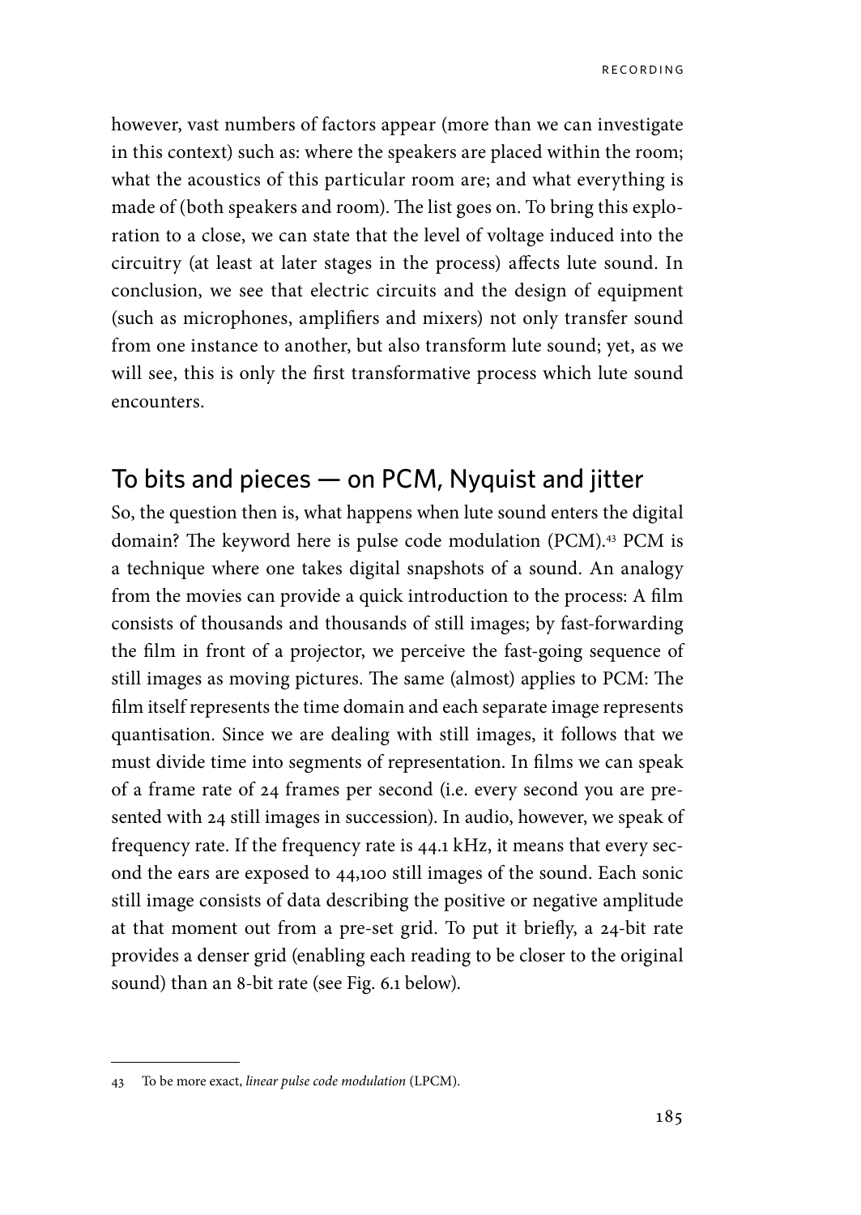however, vast numbers of factors appear (more than we can investigate in this context) such as: where the speakers are placed within the room; what the acoustics of this particular room are; and what everything is made of (both speakers and room). The list goes on. To bring this exploration to a close, we can state that the level of voltage induced into the circuitry (at least at later stages in the process) affects lute sound. In conclusion, we see that electric circuits and the design of equipment (such as microphones, amplifiers and mixers) not only transfer sound from one instance to another, but also transform lute sound; yet, as we will see, this is only the first transformative process which lute sound encounters.

## To bits and pieces — on PCM, Nyquist and jitter

So, the question then is, what happens when lute sound enters the digital domain? The keyword here is pulse code modulation (PCM).[43] PCM is a technique where one takes digital snapshots of a sound. An analogy from the movies can provide a quick introduction to the process: A film consists of thousands and thousands of still images; by fast-forwarding the film in front of a projector, we perceive the fast-going sequence of still images as moving pictures. The same (almost) applies to PCM: The film itself represents the time domain and each separate image represents quantisation. Since we are dealing with still images, it follows that we must divide time into segments of representation. In films we can speak of a frame rate of 24 frames per second (i.e. every second you are presented with 24 still images in succession). In audio, however, we speak of frequency rate. If the frequency rate is 44.1 kHz, it means that every second the ears are exposed to 44,100 still images of the sound. Each sonic still image consists of data describing the positive or negative amplitude at that moment out from a pre-set grid. To put it briefly, a 24-bit rate provides a denser grid (enabling each reading to be closer to the original sound) than an 8-bit rate (see Fig. 6.1 below).

---

43 To be more exact, *linear pulse code modulation* (LPCM).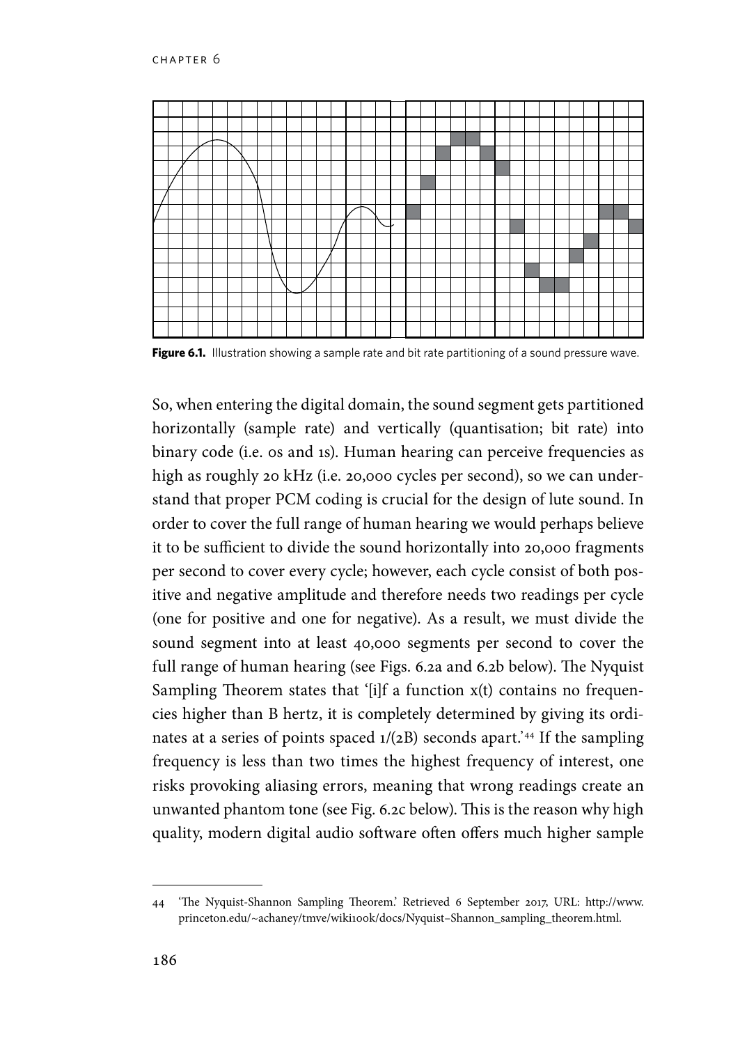**Figure 6.1.** Illustration showing a sample rate and bit rate partitioning of a sound pressure wave.

So, when entering the digital domain, the sound segment gets partitioned horizontally (sample rate) and vertically (quantisation; bit rate) into binary code (i.e. 0s and 1s). Human hearing can perceive frequencies as high as roughly 20 kHz (i.e. 20,000 cycles per second), so we can understand that proper PCM coding is crucial for the design of lute sound. In order to cover the full range of human hearing we would perhaps believe it to be sufficient to divide the sound horizontally into 20,000 fragments per second to cover every cycle; however, each cycle consist of both positive and negative amplitude and therefore needs two readings per cycle (one for positive and one for negative). As a result, we must divide the sound segment into at least 40,000 segments per second to cover the full range of human hearing (see Figs. 6.2a and 6.2b below). The Nyquist Sampling Theorem states that '[i]f a function x(t) contains no frequencies higher than B hertz, it is completely determined by giving its ordinates at a series of points spaced 1/(2B) seconds apart.'[44] If the sampling frequency is less than two times the highest frequency of interest, one risks provoking aliasing errors, meaning that wrong readings create an unwanted phantom tone (see Fig. 6.2c below). This is the reason why high quality, modern digital audio software often offers much higher sample

---

44 'The Nyquist-Shannon Sampling Theorem.' Retrieved 6 September 2017, URL: http://www.princeton.edu/~achaney/tmve/wiki100k/docs/Nyquist–Shannon_sampling_theorem.html.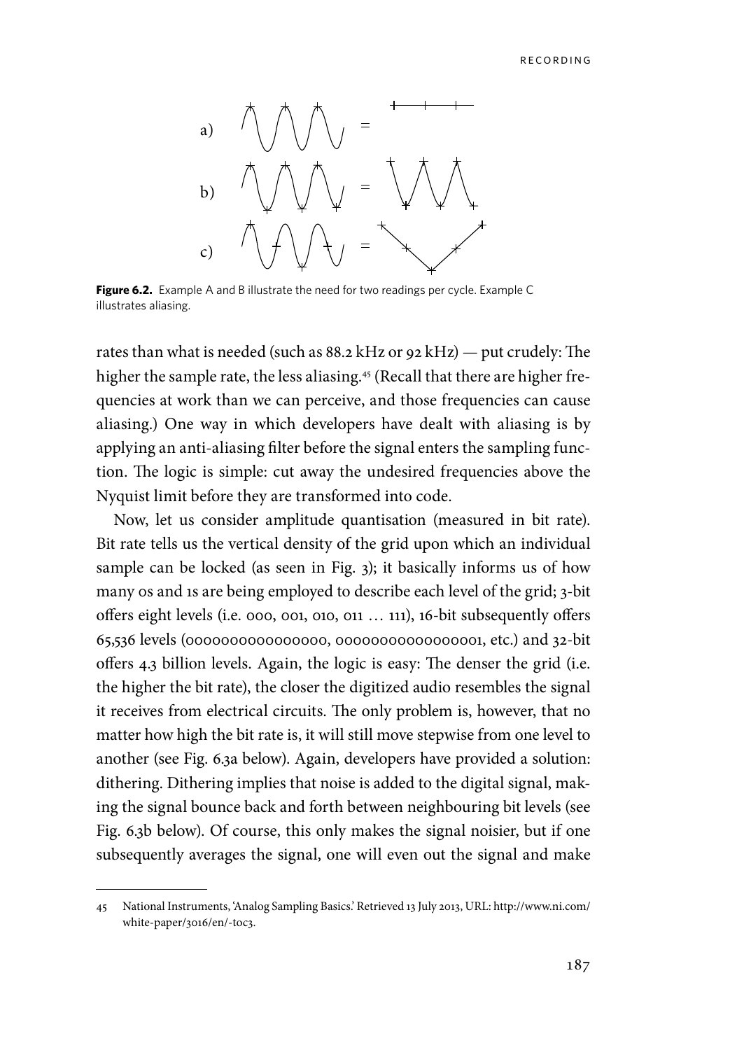**Figure 6.2.** Example A and B illustrate the need for two readings per cycle. Example C illustrates aliasing.

rates than what is needed (such as 88.2 kHz or 92 kHz) — put crudely: The higher the sample rate, the less aliasing.[45] (Recall that there are higher frequencies at work than we can perceive, and those frequencies can cause aliasing.) One way in which developers have dealt with aliasing is by applying an anti-aliasing filter before the signal enters the sampling function. The logic is simple: cut away the undesired frequencies above the Nyquist limit before they are transformed into code.

Now, let us consider amplitude quantisation (measured in bit rate). Bit rate tells us the vertical density of the grid upon which an individual sample can be locked (as seen in Fig. 3); it basically informs us of how many 0s and 1s are being employed to describe each level of the grid; 3-bit offers eight levels (i.e. 000, 001, 010, 011 … 111), 16-bit subsequently offers 65,536 levels (0000000000000000, 0000000000000001, etc.) and 32-bit offers 4.3 billion levels. Again, the logic is easy: The denser the grid (i.e. the higher the bit rate), the closer the digitized audio resembles the signal it receives from electrical circuits. The only problem is, however, that no matter how high the bit rate is, it will still move stepwise from one level to another (see Fig. 6.3a below). Again, developers have provided a solution: dithering. Dithering implies that noise is added to the digital signal, making the signal bounce back and forth between neighbouring bit levels (see Fig. 6.3b below). Of course, this only makes the signal noisier, but if one subsequently averages the signal, one will even out the signal and make

45 National Instruments, 'Analog Sampling Basics.' Retrieved 13 July 2013, URL: http://www.ni.com/white-paper/3016/en/-toc3.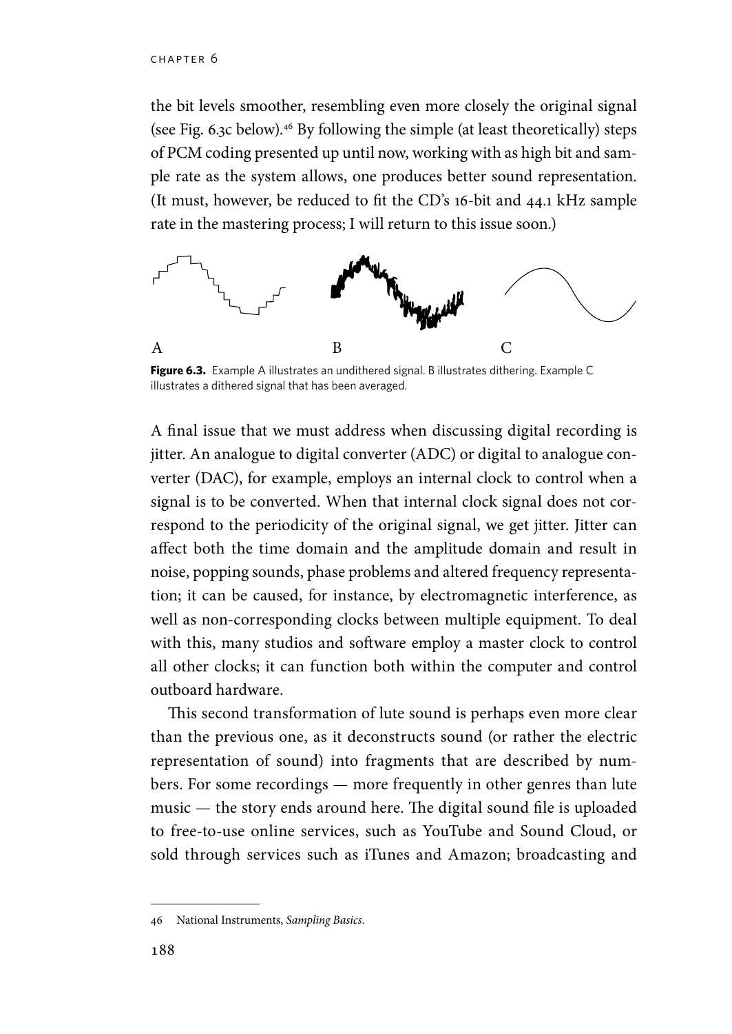the bit levels smoother, resembling even more closely the original signal (see Fig. 6.3c below).[46] By following the simple (at least theoretically) steps of PCM coding presented up until now, working with as high bit and sample rate as the system allows, one produces better sound representation. (It must, however, be reduced to fit the CD's 16-bit and 44.1 kHz sample rate in the mastering process; I will return to this issue soon.)

A B C

**Figure 6.3.** Example A illustrates an undithered signal. B illustrates dithering. Example C illustrates a dithered signal that has been averaged.

A final issue that we must address when discussing digital recording is jitter. An analogue to digital converter (ADC) or digital to analogue converter (DAC), for example, employs an internal clock to control when a signal is to be converted. When that internal clock signal does not correspond to the periodicity of the original signal, we get jitter. Jitter can affect both the time domain and the amplitude domain and result in noise, popping sounds, phase problems and altered frequency representation; it can be caused, for instance, by electromagnetic interference, as well as non-corresponding clocks between multiple equipment. To deal with this, many studios and software employ a master clock to control all other clocks; it can function both within the computer and control outboard hardware.

This second transformation of lute sound is perhaps even more clear than the previous one, as it deconstructs sound (or rather the electric representation of sound) into fragments that are described by numbers. For some recordings — more frequently in other genres than lute music — the story ends around here. The digital sound file is uploaded to free-to-use online services, such as YouTube and Sound Cloud, or sold through services such as iTunes and Amazon; broadcasting and

46 National Instruments, *Sampling Basics*.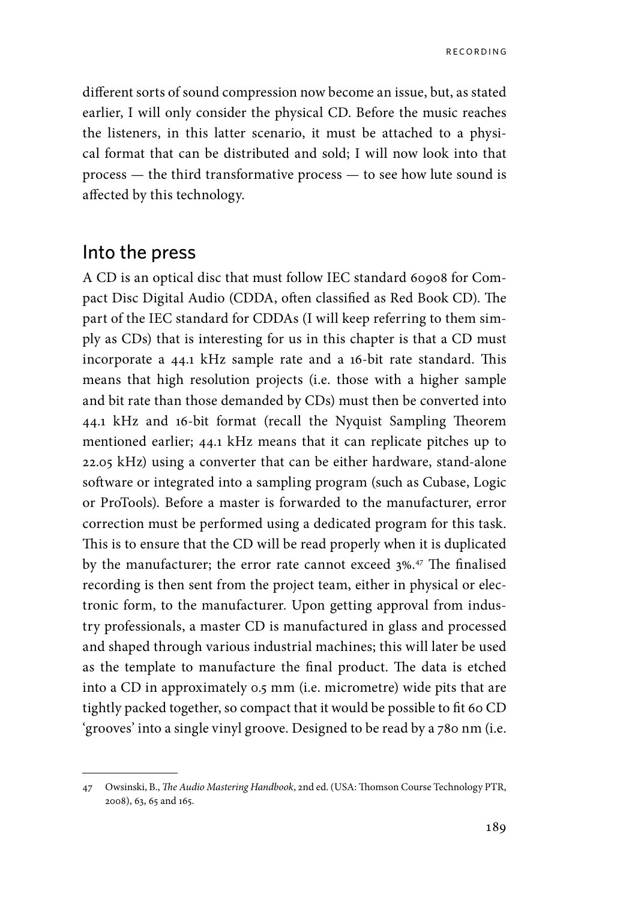different sorts of sound compression now become an issue, but, as stated earlier, I will only consider the physical CD. Before the music reaches the listeners, in this latter scenario, it must be attached to a physical format that can be distributed and sold; I will now look into that process — the third transformative process — to see how lute sound is affected by this technology.

## Into the press

A CD is an optical disc that must follow IEC standard 60908 for Compact Disc Digital Audio (CDDA, often classified as Red Book CD). The part of the IEC standard for CDDAs (I will keep referring to them simply as CDs) that is interesting for us in this chapter is that a CD must incorporate a 44.1 kHz sample rate and a 16-bit rate standard. This means that high resolution projects (i.e. those with a higher sample and bit rate than those demanded by CDs) must then be converted into 44.1 kHz and 16-bit format (recall the Nyquist Sampling Theorem mentioned earlier; 44.1 kHz means that it can replicate pitches up to 22.05 kHz) using a converter that can be either hardware, stand-alone software or integrated into a sampling program (such as Cubase, Logic or ProTools). Before a master is forwarded to the manufacturer, error correction must be performed using a dedicated program for this task. This is to ensure that the CD will be read properly when it is duplicated by the manufacturer; the error rate cannot exceed 3%.[47] The finalised recording is then sent from the project team, either in physical or electronic form, to the manufacturer. Upon getting approval from industry professionals, a master CD is manufactured in glass and processed and shaped through various industrial machines; this will later be used as the template to manufacture the final product. The data is etched into a CD in approximately 0.5 mm (i.e. micrometre) wide pits that are tightly packed together, so compact that it would be possible to fit 60 CD 'grooves' into a single vinyl groove. Designed to be read by a 780 nm (i.e.

---

47 Owsinski, B., *The Audio Mastering Handbook*, 2nd ed. (USA: Thomson Course Technology PTR, 2008), 63, 65 and 165.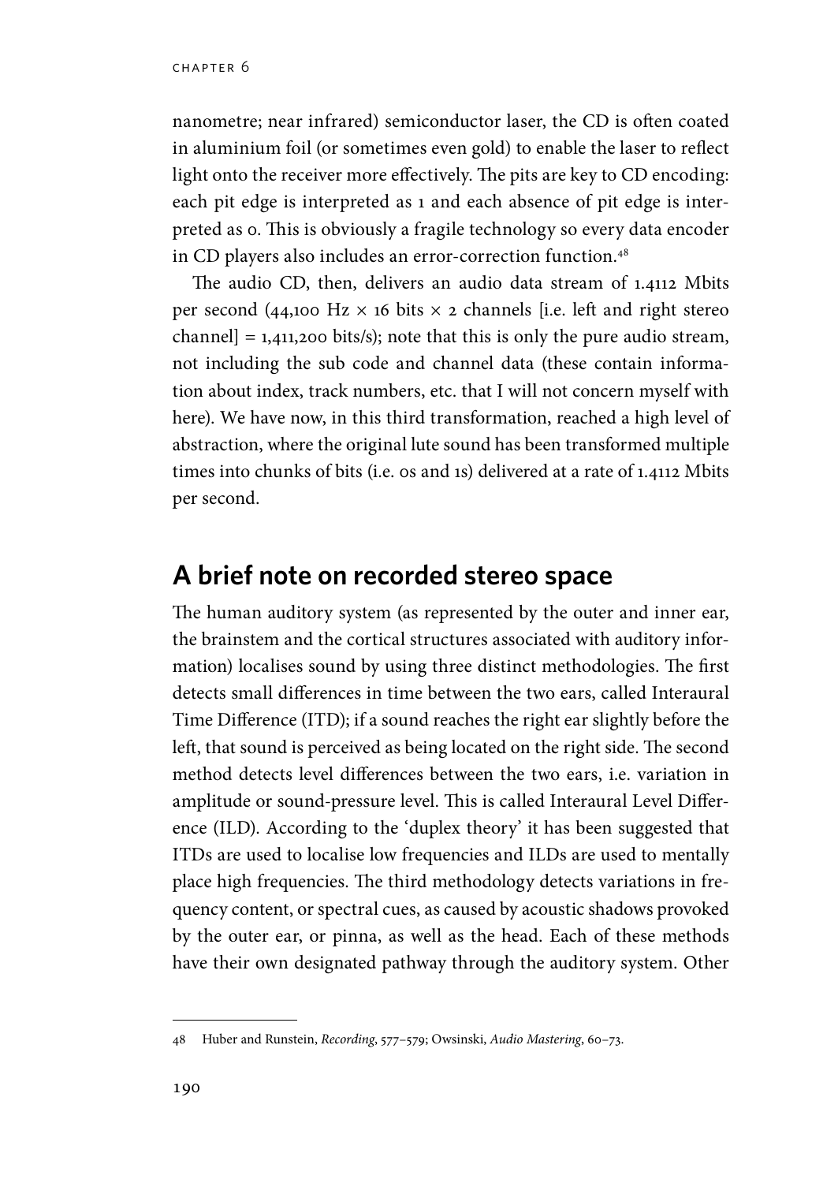nanometre; near infrared) semiconductor laser, the CD is often coated in aluminium foil (or sometimes even gold) to enable the laser to reflect light onto the receiver more effectively. The pits are key to CD encoding: each pit edge is interpreted as 1 and each absence of pit edge is interpreted as 0. This is obviously a fragile technology so every data encoder in CD players also includes an error-correction function.[48]

The audio CD, then, delivers an audio data stream of 1.4112 Mbits per second (44,100 Hz × 16 bits × 2 channels [i.e. left and right stereo channel] = 1,411,200 bits/s); note that this is only the pure audio stream, not including the sub code and channel data (these contain information about index, track numbers, etc. that I will not concern myself with here). We have now, in this third transformation, reached a high level of abstraction, where the original lute sound has been transformed multiple times into chunks of bits (i.e. 0s and 1s) delivered at a rate of 1.4112 Mbits per second.

## A brief note on recorded stereo space

The human auditory system (as represented by the outer and inner ear, the brainstem and the cortical structures associated with auditory information) localises sound by using three distinct methodologies. The first detects small differences in time between the two ears, called Interaural Time Difference (ITD); if a sound reaches the right ear slightly before the left, that sound is perceived as being located on the right side. The second method detects level differences between the two ears, i.e. variation in amplitude or sound-pressure level. This is called Interaural Level Difference (ILD). According to the 'duplex theory' it has been suggested that ITDs are used to localise low frequencies and ILDs are used to mentally place high frequencies. The third methodology detects variations in frequency content, or spectral cues, as caused by acoustic shadows provoked by the outer ear, or pinna, as well as the head. Each of these methods have their own designated pathway through the auditory system. Other

---

48 Huber and Runstein, *Recording*, 577–579; Owsinski, *Audio Mastering*, 60–73.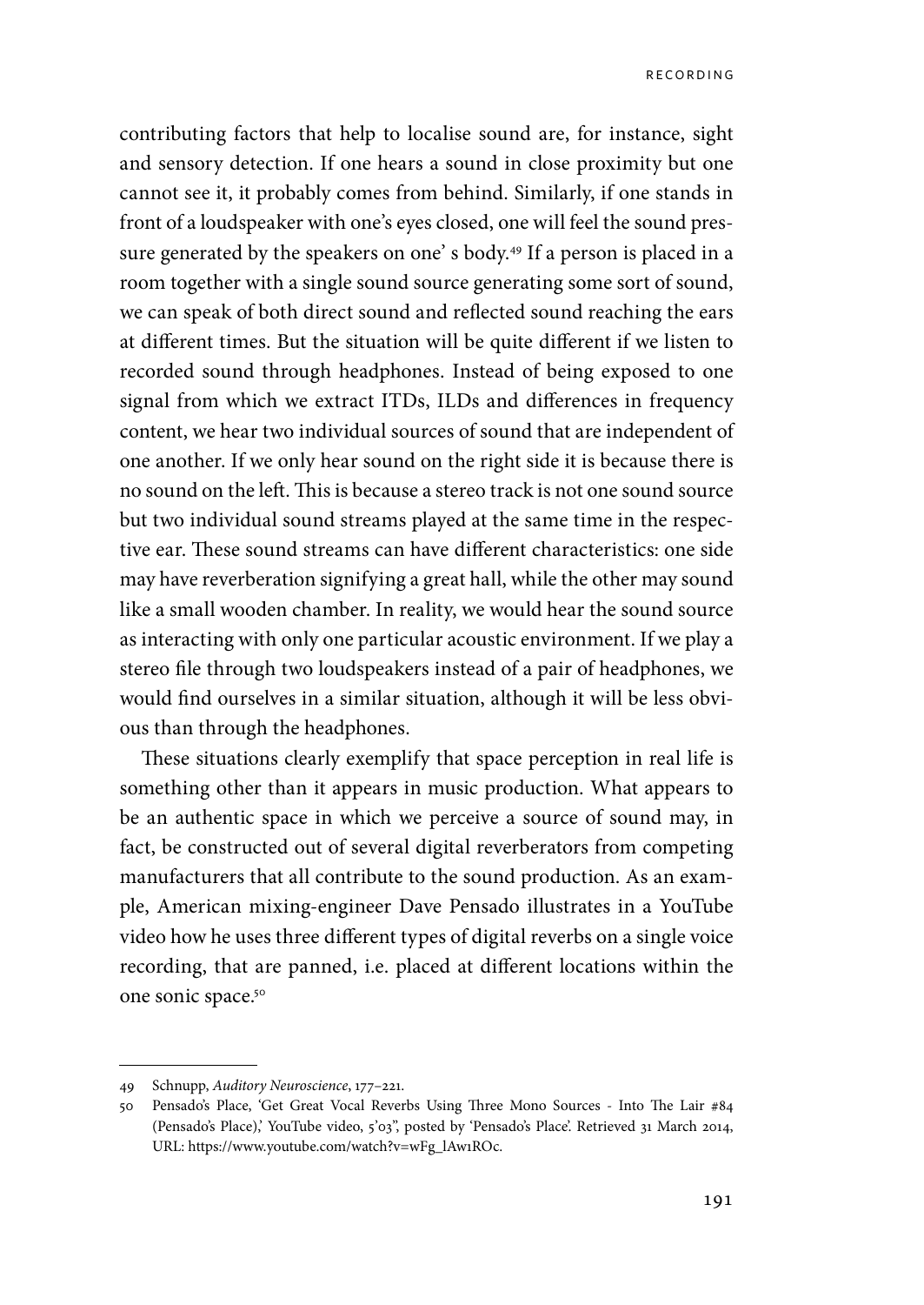contributing factors that help to localise sound are, for instance, sight and sensory detection. If one hears a sound in close proximity but one cannot see it, it probably comes from behind. Similarly, if one stands in front of a loudspeaker with one's eyes closed, one will feel the sound pressure generated by the speakers on one' s body.[49] If a person is placed in a room together with a single sound source generating some sort of sound, we can speak of both direct sound and reflected sound reaching the ears at different times. But the situation will be quite different if we listen to recorded sound through headphones. Instead of being exposed to one signal from which we extract ITDs, ILDs and differences in frequency content, we hear two individual sources of sound that are independent of one another. If we only hear sound on the right side it is because there is no sound on the left. This is because a stereo track is not one sound source but two individual sound streams played at the same time in the respective ear. These sound streams can have different characteristics: one side may have reverberation signifying a great hall, while the other may sound like a small wooden chamber. In reality, we would hear the sound source as interacting with only one particular acoustic environment. If we play a stereo file through two loudspeakers instead of a pair of headphones, we would find ourselves in a similar situation, although it will be less obvious than through the headphones.

These situations clearly exemplify that space perception in real life is something other than it appears in music production. What appears to be an authentic space in which we perceive a source of sound may, in fact, be constructed out of several digital reverberators from competing manufacturers that all contribute to the sound production. As an example, American mixing-engineer Dave Pensado illustrates in a YouTube video how he uses three different types of digital reverbs on a single voice recording, that are panned, i.e. placed at different locations within the one sonic space.[50]

---

49 Schnupp, *Auditory Neuroscience*, 177–221.

50 Pensado's Place, 'Get Great Vocal Reverbs Using Three Mono Sources - Into The Lair #84 (Pensado's Place),' YouTube video, 5'03", posted by 'Pensado's Place'. Retrieved 31 March 2014, URL: https://www.youtube.com/watch?v=wFg_lAw1ROc.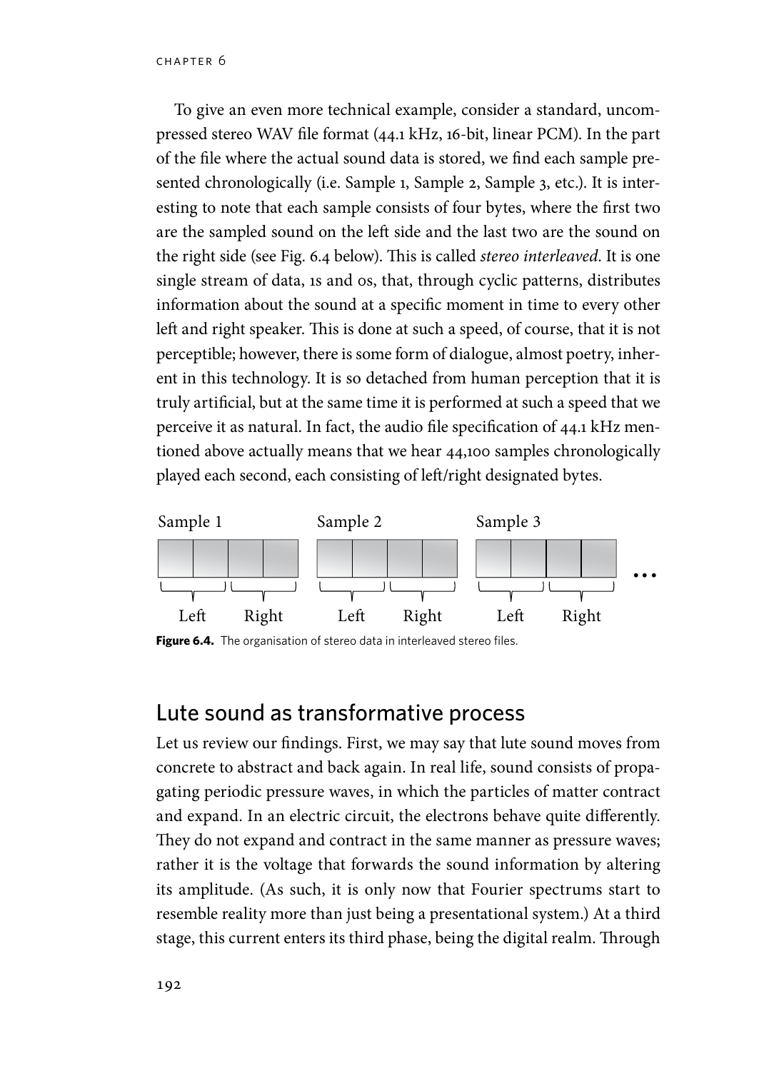To give an even more technical example, consider a standard, uncompressed stereo WAV file format (44.1 kHz, 16-bit, linear PCM). In the part of the file where the actual sound data is stored, we find each sample presented chronologically (i.e. Sample 1, Sample 2, Sample 3, etc.). It is interesting to note that each sample consists of four bytes, where the first two are the sampled sound on the left side and the last two are the sound on the right side (see Fig. 6.4 below). This is called *stereo interleaved*. It is one single stream of data, 1s and 0s, that, through cyclic patterns, distributes information about the sound at a specific moment in time to every other left and right speaker. This is done at such a speed, of course, that it is not perceptible; however, there is some form of dialogue, almost poetry, inherent in this technology. It is so detached from human perception that it is truly artificial, but at the same time it is performed at such a speed that we perceive it as natural. In fact, the audio file specification of 44.1 kHz mentioned above actually means that we hear 44,100 samples chronologically played each second, each consisting of left/right designated bytes.

Sample 1 | Sample 2 | Sample 3 ...

Left Right | Left Right | Left Right

**Figure 6.4.** The organisation of stereo data in interleaved stereo files.

## Lute sound as transformative process

Let us review our findings. First, we may say that lute sound moves from concrete to abstract and back again. In real life, sound consists of propagating periodic pressure waves, in which the particles of matter contract and expand. In an electric circuit, the electrons behave quite differently. They do not expand and contract in the same manner as pressure waves; rather it is the voltage that forwards the sound information by altering its amplitude. (As such, it is only now that Fourier spectrums start to resemble reality more than just being a presentational system.) At a third stage, this current enters its third phase, being the digital realm. Through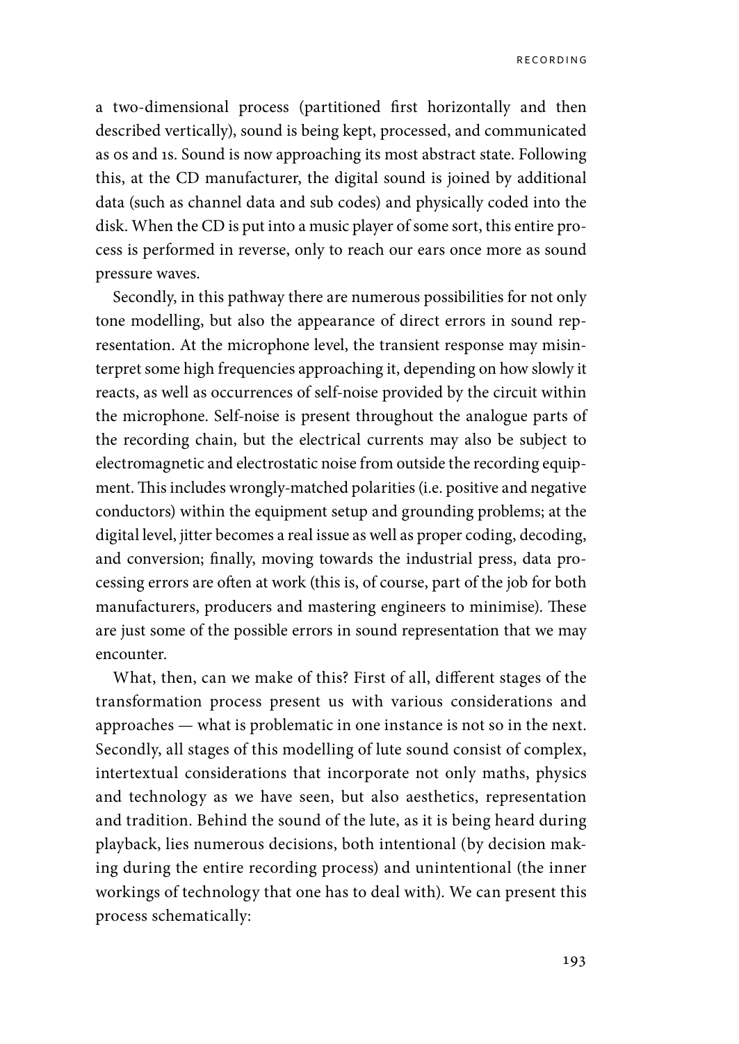a two-dimensional process (partitioned first horizontally and then described vertically), sound is being kept, processed, and communicated as 0s and 1s. Sound is now approaching its most abstract state. Following this, at the CD manufacturer, the digital sound is joined by additional data (such as channel data and sub codes) and physically coded into the disk. When the CD is put into a music player of some sort, this entire process is performed in reverse, only to reach our ears once more as sound pressure waves.

Secondly, in this pathway there are numerous possibilities for not only tone modelling, but also the appearance of direct errors in sound representation. At the microphone level, the transient response may misinterpret some high frequencies approaching it, depending on how slowly it reacts, as well as occurrences of self-noise provided by the circuit within the microphone. Self-noise is present throughout the analogue parts of the recording chain, but the electrical currents may also be subject to electromagnetic and electrostatic noise from outside the recording equipment. This includes wrongly-matched polarities (i.e. positive and negative conductors) within the equipment setup and grounding problems; at the digital level, jitter becomes a real issue as well as proper coding, decoding, and conversion; finally, moving towards the industrial press, data processing errors are often at work (this is, of course, part of the job for both manufacturers, producers and mastering engineers to minimise). These are just some of the possible errors in sound representation that we may encounter.

What, then, can we make of this? First of all, different stages of the transformation process present us with various considerations and approaches — what is problematic in one instance is not so in the next. Secondly, all stages of this modelling of lute sound consist of complex, intertextual considerations that incorporate not only maths, physics and technology as we have seen, but also aesthetics, representation and tradition. Behind the sound of the lute, as it is being heard during playback, lies numerous decisions, both intentional (by decision making during the entire recording process) and unintentional (the inner workings of technology that one has to deal with). We can present this process schematically: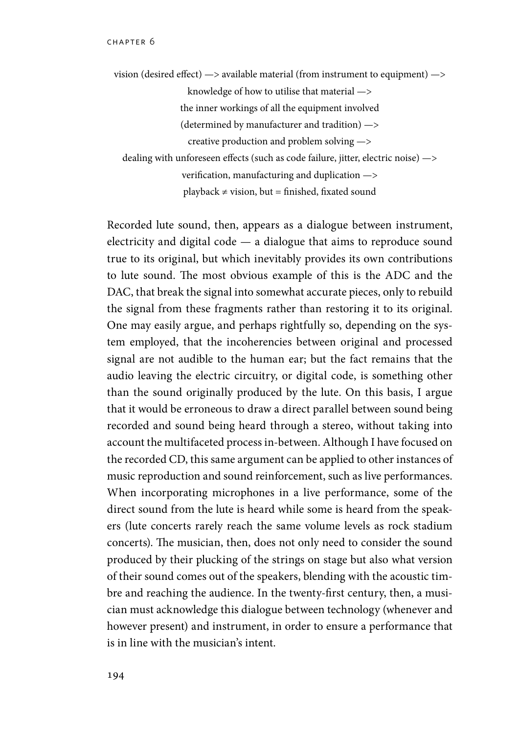vision (desired effect) —> available material (from instrument to equipment) —>
knowledge of how to utilise that material —>
the inner workings of all the equipment involved
(determined by manufacturer and tradition) —>
creative production and problem solving —>
dealing with unforeseen effects (such as code failure, jitter, electric noise) —>
verification, manufacturing and duplication —>
playback ≠ vision, but = finished, fixated sound

Recorded lute sound, then, appears as a dialogue between instrument, electricity and digital code — a dialogue that aims to reproduce sound true to its original, but which inevitably provides its own contributions to lute sound. The most obvious example of this is the ADC and the DAC, that break the signal into somewhat accurate pieces, only to rebuild the signal from these fragments rather than restoring it to its original. One may easily argue, and perhaps rightfully so, depending on the system employed, that the incoherencies between original and processed signal are not audible to the human ear; but the fact remains that the audio leaving the electric circuitry, or digital code, is something other than the sound originally produced by the lute. On this basis, I argue that it would be erroneous to draw a direct parallel between sound being recorded and sound being heard through a stereo, without taking into account the multifaceted process in-between. Although I have focused on the recorded CD, this same argument can be applied to other instances of music reproduction and sound reinforcement, such as live performances. When incorporating microphones in a live performance, some of the direct sound from the lute is heard while some is heard from the speakers (lute concerts rarely reach the same volume levels as rock stadium concerts). The musician, then, does not only need to consider the sound produced by their plucking of the strings on stage but also what version of their sound comes out of the speakers, blending with the acoustic timbre and reaching the audience. In the twenty-first century, then, a musician must acknowledge this dialogue between technology (whenever and however present) and instrument, in order to ensure a performance that is in line with the musician's intent.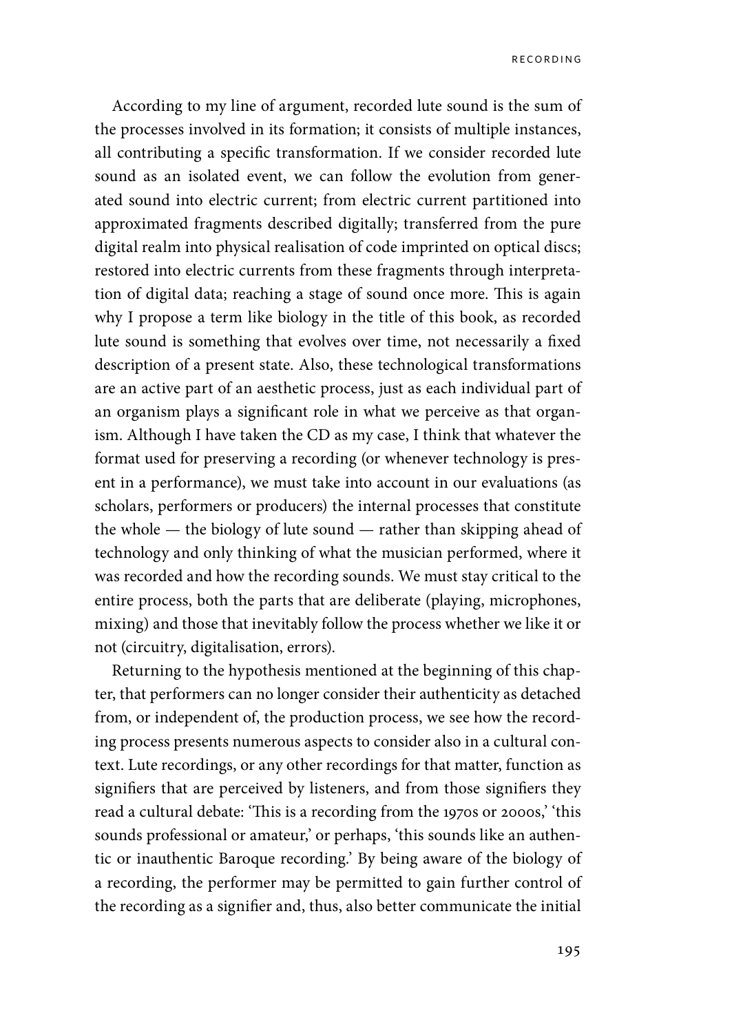According to my line of argument, recorded lute sound is the sum of the processes involved in its formation; it consists of multiple instances, all contributing a specific transformation. If we consider recorded lute sound as an isolated event, we can follow the evolution from generated sound into electric current; from electric current partitioned into approximated fragments described digitally; transferred from the pure digital realm into physical realisation of code imprinted on optical discs; restored into electric currents from these fragments through interpretation of digital data; reaching a stage of sound once more. This is again why I propose a term like biology in the title of this book, as recorded lute sound is something that evolves over time, not necessarily a fixed description of a present state. Also, these technological transformations are an active part of an aesthetic process, just as each individual part of an organism plays a significant role in what we perceive as that organism. Although I have taken the CD as my case, I think that whatever the format used for preserving a recording (or whenever technology is present in a performance), we must take into account in our evaluations (as scholars, performers or producers) the internal processes that constitute the whole — the biology of lute sound — rather than skipping ahead of technology and only thinking of what the musician performed, where it was recorded and how the recording sounds. We must stay critical to the entire process, both the parts that are deliberate (playing, microphones, mixing) and those that inevitably follow the process whether we like it or not (circuitry, digitalisation, errors).

Returning to the hypothesis mentioned at the beginning of this chapter, that performers can no longer consider their authenticity as detached from, or independent of, the production process, we see how the recording process presents numerous aspects to consider also in a cultural context. Lute recordings, or any other recordings for that matter, function as signifiers that are perceived by listeners, and from those signifiers they read a cultural debate: 'This is a recording from the 1970s or 2000s,' 'this sounds professional or amateur,' or perhaps, 'this sounds like an authentic or inauthentic Baroque recording.' By being aware of the biology of a recording, the performer may be permitted to gain further control of the recording as a signifier and, thus, also better communicate the initial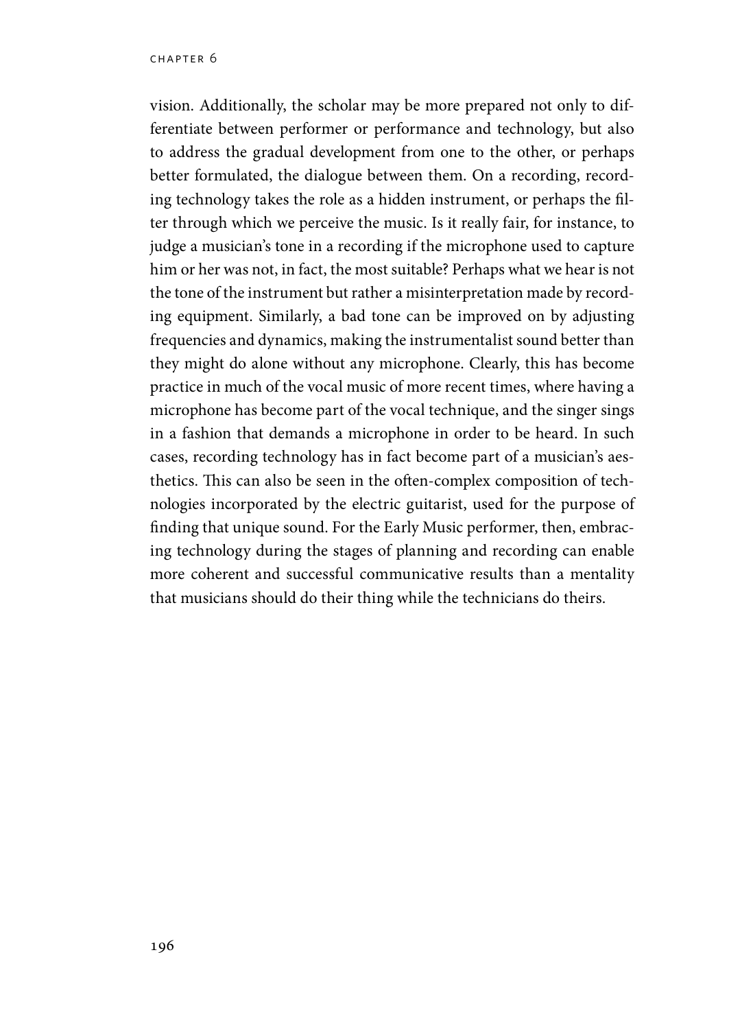vision. Additionally, the scholar may be more prepared not only to differentiate between performer or performance and technology, but also to address the gradual development from one to the other, or perhaps better formulated, the dialogue between them. On a recording, recording technology takes the role as a hidden instrument, or perhaps the filter through which we perceive the music. Is it really fair, for instance, to judge a musician's tone in a recording if the microphone used to capture him or her was not, in fact, the most suitable? Perhaps what we hear is not the tone of the instrument but rather a misinterpretation made by recording equipment. Similarly, a bad tone can be improved on by adjusting frequencies and dynamics, making the instrumentalist sound better than they might do alone without any microphone. Clearly, this has become practice in much of the vocal music of more recent times, where having a microphone has become part of the vocal technique, and the singer sings in a fashion that demands a microphone in order to be heard. In such cases, recording technology has in fact become part of a musician's aesthetics. This can also be seen in the often-complex composition of technologies incorporated by the electric guitarist, used for the purpose of finding that unique sound. For the Early Music performer, then, embracing technology during the stages of planning and recording can enable more coherent and successful communicative results than a mentality that musicians should do their thing while the technicians do theirs.